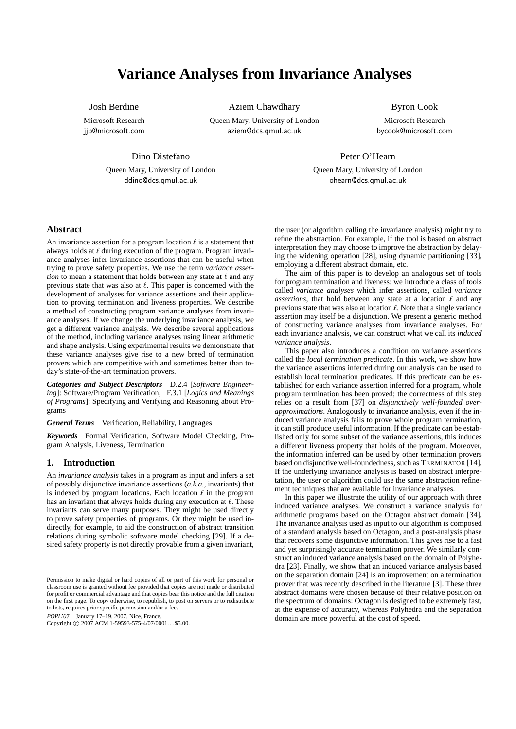# Variance Analyses from Invariance Analyses

Josh Berdine
Microsoft Research
jjb@microsoft.com

Aziem Chawdhary
Queen Mary, University of London
aziem@dcs.qmul.ac.uk

Byron Cook
Microsoft Research
bycook@microsoft.com

Dino Distefano
Queen Mary, University of London
ddino@dcs.qmul.ac.uk

Peter O'Hearn
Queen Mary, University of London
ohearn@dcs.qmul.ac.uk

## Abstract

An invariance assertion for a program location $\ell$ is a statement that always holds at $\ell$ during execution of the program. Program invariance analyses infer invariance assertions that can be useful when trying to prove safety properties. We use the term *variance assertion* to mean a statement that holds between any state at $\ell$ and any previous state that was also at $\ell$. This paper is concerned with the development of analyses for variance assertions and their application to proving termination and liveness properties. We describe a method of constructing program variance analyses from invariance analyses. If we change the underlying invariance analysis, we get a different variance analysis. We describe several applications of the method, including variance analyses using linear arithmetic and shape analysis. Using experimental results we demonstrate that these variance analyses give rise to a new breed of termination provers which are competitive with and sometimes better than today's state-of-the-art termination provers.

***Categories and Subject Descriptors*** D.2.4 [*Software Engineering*]: Software/Program Verification; F.3.1 [*Logics and Meanings of Programs*]: Specifying and Verifying and Reasoning about Programs

***General Terms*** Verification, Reliability, Languages

***Keywords*** Formal Verification, Software Model Checking, Program Analysis, Liveness, Termination

## 1. Introduction

An *invariance analysis* takes in a program as input and infers a set of possibly disjunctive invariance assertions (*a.k.a.*, invariants) that is indexed by program locations. Each location $\ell$ in the program has an invariant that always holds during any execution at $\ell$. These invariants can serve many purposes. They might be used directly to prove safety properties of programs. Or they might be used indirectly, for example, to aid the construction of abstract transition relations during symbolic software model checking [29]. If a desired safety property is not directly provable from a given invariant, the user (or algorithm calling the invariance analysis) might try to refine the abstraction. For example, if the tool is based on abstract interpretation they may choose to improve the abstraction by delaying the widening operation [28], using dynamic partitioning [33], employing a different abstract domain, etc.

The aim of this paper is to develop an analogous set of tools for program termination and liveness: we introduce a class of tools called *variance analyses* which infer assertions, called *variance assertions*, that hold between any state at a location $\ell$ and any previous state that was also at location $\ell$. Note that a single variance assertion may itself be a disjunction. We present a generic method of constructing variance analyses from invariance analyses. For each invariance analysis, we can construct what we call its *induced variance analysis*.

This paper also introduces a condition on variance assertions called the *local termination predicate*. In this work, we show how the variance assertions inferred during our analysis can be used to establish local termination predicates. If this predicate can be established for each variance assertion inferred for a program, whole program termination has been proved; the correctness of this step relies on a result from [37] on *disjunctively well-founded overapproximations*. Analogously to invariance analysis, even if the induced variance analysis fails to prove whole program termination, it can still produce useful information. If the predicate can be established only for some subset of the variance assertions, this induces a different liveness property that holds of the program. Moreover, the information inferred can be used by other termination provers based on disjunctive well-foundedness, such as TERMINATOR [14]. If the underlying invariance analysis is based on abstract interpretation, the user or algorithm could use the same abstraction refinement techniques that are available for invariance analyses.

In this paper we illustrate the utility of our approach with three induced variance analyses. We construct a variance analysis for arithmetic programs based on the Octagon abstract domain [34]. The invariance analysis used as input to our algorithm is composed of a standard analysis based on Octagon, and a post-analysis phase that recovers some disjunctive information. This gives rise to a fast and yet surprisingly accurate termination prover. We similarly construct an induced variance analysis based on the domain of Polyhedra [23]. Finally, we show that an induced variance analysis based on the separation domain [24] is an improvement on a termination prover that was recently described in the literature [3]. These three abstract domains were chosen because of their relative position on the spectrum of domains: Octagon is designed to be extremely fast, at the expense of accuracy, whereas Polyhedra and the separation domain are more powerful at the cost of speed.

Permission to make digital or hard copies of all or part of this work for personal or classroom use is granted without fee provided that copies are not made or distributed for profit or commercial advantage and that copies bear this notice and the full citation on the first page. To copy otherwise, to republish, to post on servers or to redistribute to lists, requires prior specific permission and/or a fee.

*POPL'07* January 17–19, 2007, Nice, France.
Copyright © 2007 ACM 1-59593-575-4/07/0001…$5.00.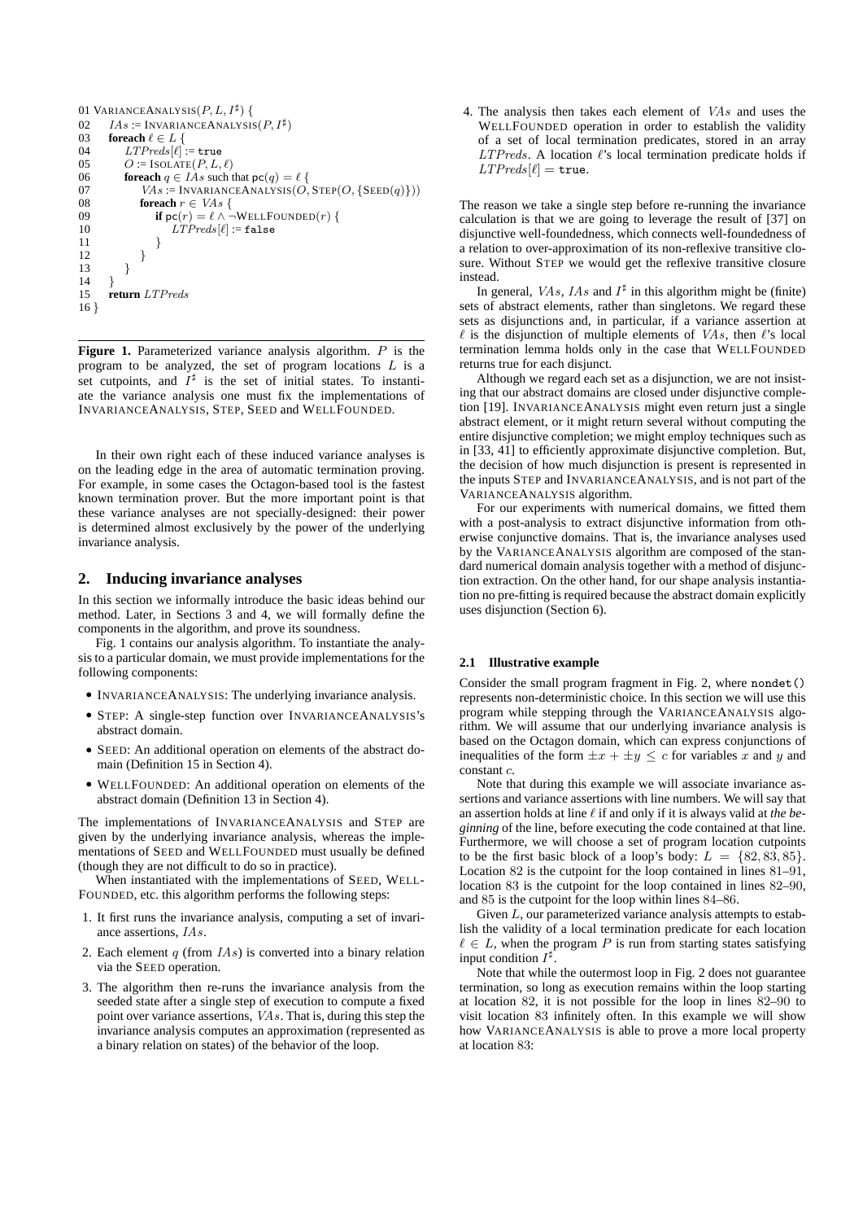```
01 VarianceAnalysis(P, L, I♯) {
02    IAs := InvarianceAnalysis(P, I♯)
03    foreach ℓ ∈ L {
04       LTPreds[ℓ] := true
05       O := Isolate(P, L, ℓ)
06       foreach q ∈ IAs such that pc(q) = ℓ {
07          VAs := InvarianceAnalysis(O, Step(O, {Seed(q)}))
08          foreach r ∈ VAs {
09             if pc(r) = ℓ ∧ ¬WellFounded(r) {
10                LTPreds[ℓ] := false
11             }
12          }
13       }
14    }
15    return LTPreds
16 }
```

**Figure 1.** Parameterized variance analysis algorithm. $P$ is the program to be analyzed, the set of program locations $L$ is a set cutpoints, and $I^\sharp$ is the set of initial states. To instantiate the variance analysis one must fix the implementations of INVARIANCEANALYSIS, STEP, SEED and WELLFOUNDED.

In their own right each of these induced variance analyses is on the leading edge in the area of automatic termination proving. For example, in some cases the Octagon-based tool is the fastest known termination prover. But the more important point is that these variance analyses are not specially-designed: their power is determined almost exclusively by the power of the underlying invariance analysis.

## 2. Inducing invariance analyses

In this section we informally introduce the basic ideas behind our method. Later, in Sections 3 and 4, we will formally define the components in the algorithm, and prove its soundness.

Fig. 1 contains our analysis algorithm. To instantiate the analysis to a particular domain, we must provide implementations for the following components:

- INVARIANCEANALYSIS: The underlying invariance analysis.
- STEP: A single-step function over INVARIANCEANALYSIS's abstract domain.
- SEED: An additional operation on elements of the abstract domain (Definition 15 in Section 4).
- WELLFOUNDED: An additional operation on elements of the abstract domain (Definition 13 in Section 4).

The implementations of INVARIANCEANALYSIS and STEP are given by the underlying invariance analysis, whereas the implementations of SEED and WELLFOUNDED must usually be defined (though they are not difficult to do so in practice).

When instantiated with the implementations of SEED, WELLFOUNDED, etc. this algorithm performs the following steps:

1. It first runs the invariance analysis, computing a set of invariance assertions, $IAs$.
2. Each element $q$ (from $IAs$) is converted into a binary relation via the SEED operation.
3. The algorithm then re-runs the invariance analysis from the seeded state after a single step of execution to compute a fixed point over variance assertions, $VAs$. That is, during this step the invariance analysis computes an approximation (represented as a binary relation on states) of the behavior of the loop.
4. The analysis then takes each element of $VAs$ and uses the WELLFOUNDED operation in order to establish the validity of a set of local termination predicates, stored in an array $LTPreds$. A location $\ell$'s local termination predicate holds if $LTPreds[\ell] = \texttt{true}$.

The reason we take a single step before re-running the invariance calculation is that we are going to leverage the result of [37] on disjunctive well-foundedness, which connects well-foundedness of a relation to over-approximation of its non-reflexive transitive closure. Without STEP we would get the reflexive transitive closure instead.

In general, $VAs$, $IAs$ and $I^\sharp$ in this algorithm might be (finite) sets of abstract elements, rather than singletons. We regard these sets as disjunctions and, in particular, if a variance assertion at $\ell$ is the disjunction of multiple elements of $VAs$, then $\ell$'s local termination lemma holds only in the case that WELLFOUNDED returns true for each disjunct.

Although we regard each set as a disjunction, we are not insisting that our abstract domains are closed under disjunctive completion [19]. INVARIANCEANALYSIS might even return just a single abstract element, or it might return several without computing the entire disjunctive completion; we might employ techniques such as in [33, 41] to efficiently approximate disjunctive completion. But, the decision of how much disjunction is present is represented in the inputs STEP and INVARIANCEANALYSIS, and is not part of the VARIANCEANALYSIS algorithm.

For our experiments with numerical domains, we fitted them with a post-analysis to extract disjunctive information from otherwise conjunctive domains. That is, the invariance analyses used by the VARIANCEANALYSIS algorithm are composed of the standard numerical domain analysis together with a method of disjunction extraction. On the other hand, for our shape analysis instantiation no pre-fitting is required because the abstract domain explicitly uses disjunction (Section 6).

### 2.1 Illustrative example

Consider the small program fragment in Fig. 2, where `nondet()` represents non-deterministic choice. In this section we will use this program while stepping through the VARIANCEANALYSIS algorithm. We will assume that our underlying invariance analysis is based on the Octagon domain, which can express conjunctions of inequalities of the form $\pm x + \pm y \leq c$ for variables $x$ and $y$ and constant $c$.

Note that during this example we will associate invariance assertions and variance assertions with line numbers. We will say that an assertion holds at line $\ell$ if and only if it is always valid at *the beginning* of the line, before executing the code contained at that line. Furthermore, we will choose a set of program location cutpoints to be the first basic block of a loop's body: $L = \{82, 83, 85\}$. Location 82 is the cutpoint for the loop contained in lines 81–91, location 83 is the cutpoint for the loop contained in lines 82–90, and 85 is the cutpoint for the loop within lines 84–86.

Given $L$, our parameterized variance analysis attempts to establish the validity of a local termination predicate for each location $\ell \in L$, when the program $P$ is run from starting states satisfying input condition $I^\sharp$.

Note that while the outermost loop in Fig. 2 does not guarantee termination, so long as execution remains within the loop starting at location 82, it is not possible for the loop in lines 82–90 to visit location 83 infinitely often. In this example we will show how VARIANCEANALYSIS is able to prove a more local property at location 83: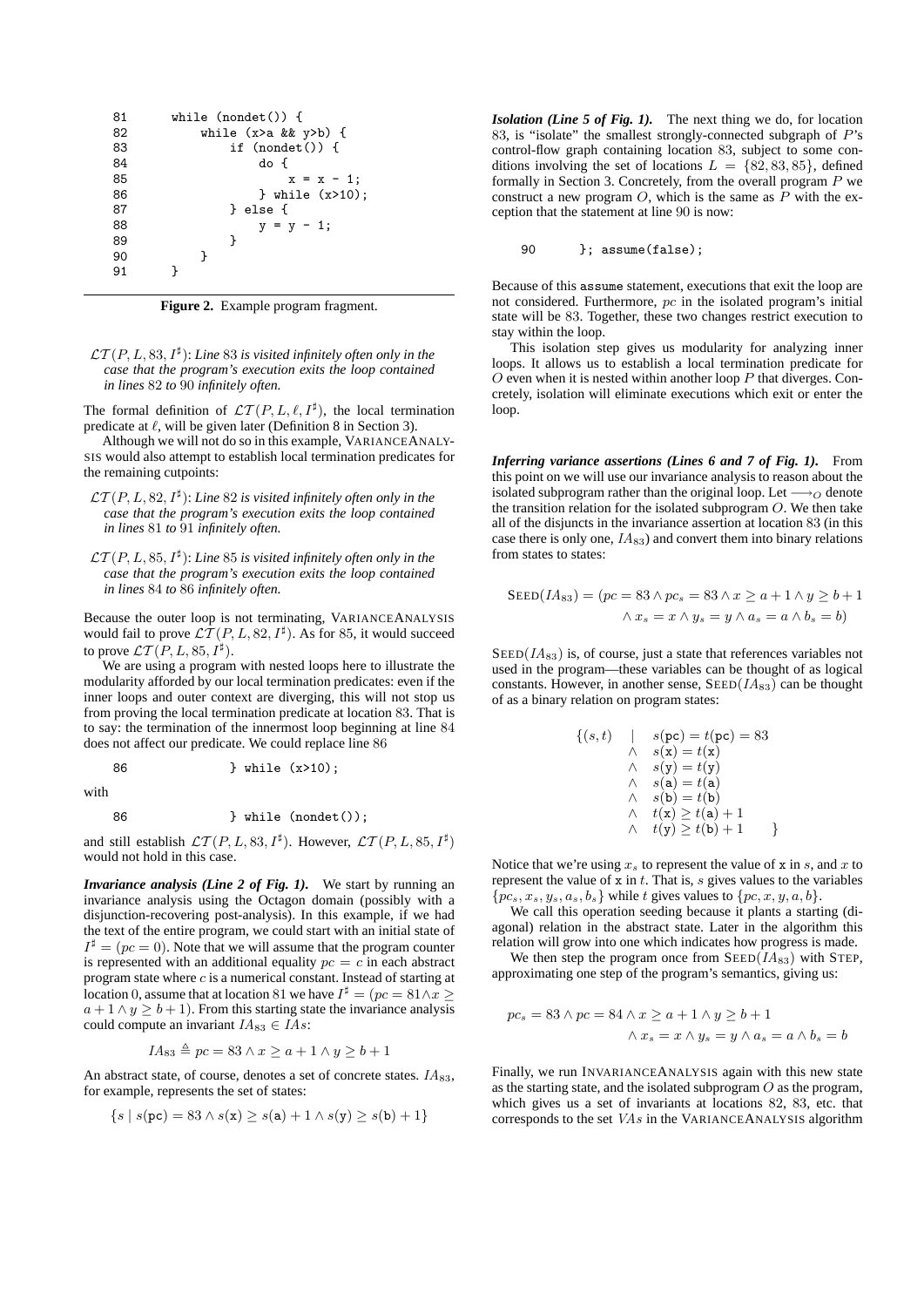```
81      while (nondet()) {
82          while (x>a && y>b) {
83              if (nondet()) {
84                  do {
85                      x = x - 1;
86                  } while (x>10);
87              } else {
88                  y = y - 1;
89              }
90          }
91      }
```

**Figure 2.** Example program fragment.

$\mathcal{LT}(P, L, 83, I^\sharp)$: *Line* 83 *is visited infinitely often only in the case that the program's execution exits the loop contained in lines* 82 *to* 90 *infinitely often.*

The formal definition of $\mathcal{LT}(P, L, \ell, I^\sharp)$, the local termination predicate at $\ell$, will be given later (Definition 8 in Section 3).

Although we will not do so in this example, VARIANCEANALYSIS would also attempt to establish local termination predicates for the remaining cutpoints:

$\mathcal{LT}(P, L, 82, I^\sharp)$: *Line* 82 *is visited infinitely often only in the case that the program's execution exits the loop contained in lines* 81 *to* 91 *infinitely often.*

$\mathcal{LT}(P, L, 85, I^\sharp)$: *Line* 85 *is visited infinitely often only in the case that the program's execution exits the loop contained in lines* 84 *to* 86 *infinitely often.*

Because the outer loop is not terminating, VARIANCEANALYSIS would fail to prove $\mathcal{LT}(P, L, 82, I^\sharp)$. As for 85, it would succeed to prove $\mathcal{LT}(P, L, 85, I^\sharp)$.

We are using a program with nested loops here to illustrate the modularity afforded by our local termination predicates: even if the inner loops and outer context are diverging, this will not stop us from proving the local termination predicate at location 83. That is to say: the termination of the innermost loop beginning at line 84 does not affect our predicate. We could replace line 86

```
86              } while (x>10);
```

with

```
86              } while (nondet());
```

and still establish $\mathcal{LT}(P, L, 83, I^\sharp)$. However, $\mathcal{LT}(P, L, 85, I^\sharp)$ would not hold in this case.

***Invariance analysis (Line 2 of Fig. 1).*** We start by running an invariance analysis using the Octagon domain (possibly with a disjunction-recovering post-analysis). In this example, if we had the text of the entire program, we could start with an initial state of $I^\sharp = (pc = 0)$. Note that we will assume that the program counter is represented with an additional equality $pc = c$ in each abstract program state where $c$ is a numerical constant. Instead of starting at location 0, assume that at location 81 we have $I^\sharp = (pc = 81 \wedge x \geq a + 1 \wedge y \geq b + 1)$. From this starting state the invariance analysis could compute an invariant $IA_{83} \in IAs$:

$$IA_{83} \triangleq pc = 83 \wedge x \geq a + 1 \wedge y \geq b + 1$$

An abstract state, of course, denotes a set of concrete states. $IA_{83}$, for example, represents the set of states:

$$\{s \mid s(\mathtt{pc}) = 83 \wedge s(\mathtt{x}) \geq s(\mathtt{a}) + 1 \wedge s(\mathtt{y}) \geq s(\mathtt{b}) + 1\}$$

***Isolation (Line 5 of Fig. 1).*** The next thing we do, for location 83, is "isolate" the smallest strongly-connected subgraph of $P$'s control-flow graph containing location 83, subject to some conditions involving the set of locations $L = \{82, 83, 85\}$, defined formally in Section 3. Concretely, from the overall program $P$ we construct a new program $O$, which is the same as $P$ with the exception that the statement at line 90 is now:

```
90      }; assume(false);
```

Because of this assume statement, executions that exit the loop are not considered. Furthermore, $pc$ in the isolated program's initial state will be 83. Together, these two changes restrict execution to stay within the loop.

This isolation step gives us modularity for analyzing inner loops. It allows us to establish a local termination predicate for $O$ even when it is nested within another loop $P$ that diverges. Concretely, isolation will eliminate executions which exit or enter the loop.

***Inferring variance assertions (Lines 6 and 7 of Fig. 1).*** From this point on we will use our invariance analysis to reason about the isolated subprogram rather than the original loop. Let $\longrightarrow_O$ denote the transition relation for the isolated subprogram $O$. We then take all of the disjuncts in the invariance assertion at location 83 (in this case there is only one, $IA_{83}$) and convert them into binary relations from states to states:

$$\begin{aligned}\textsc{Seed}(IA_{83}) = (&pc = 83 \wedge pc_s = 83 \wedge x \geq a + 1 \wedge y \geq b + 1 \\ &\wedge x_s = x \wedge y_s = y \wedge a_s = a \wedge b_s = b)\end{aligned}$$

$\textsc{Seed}(IA_{83})$ is, of course, just a state that references variables not used in the program—these variables can be thought of as logical constants. However, in another sense, $\textsc{Seed}(IA_{83})$ can be thought of as a binary relation on program states:

$$\begin{array}{lll}\{(s,t) & | & s(\mathtt{pc}) = t(\mathtt{pc}) = 83 \\ & \wedge & s(\mathtt{x}) = t(\mathtt{x}) \\ & \wedge & s(\mathtt{y}) = t(\mathtt{y}) \\ & \wedge & s(\mathtt{a}) = t(\mathtt{a}) \\ & \wedge & s(\mathtt{b}) = t(\mathtt{b}) \\ & \wedge & t(\mathtt{x}) \geq t(\mathtt{a}) + 1 \\ & \wedge & t(\mathtt{y}) \geq t(\mathtt{b}) + 1 \quad \}\end{array}$$

Notice that we're using $x_s$ to represent the value of x in $s$, and $x$ to represent the value of x in $t$. That is, $s$ gives values to the variables $\{pc_s, x_s, y_s, a_s, b_s\}$ while $t$ gives values to $\{pc, x, y, a, b\}$.

We call this operation seeding because it plants a starting (diagonal) relation in the abstract state. Later in the algorithm this relation will grow into one which indicates how progress is made.

We then step the program once from $\textsc{Seed}(IA_{83})$ with STEP, approximating one step of the program's semantics, giving us:

$$\begin{aligned}pc_s = 83 \wedge pc = 84 \wedge x \geq a + 1 \wedge y \geq b + 1 \\ \wedge x_s = x \wedge y_s = y \wedge a_s = a \wedge b_s = b\end{aligned}$$

Finally, we run INVARIANCEANALYSIS again with this new state as the starting state, and the isolated subprogram $O$ as the program, which gives us a set of invariants at locations 82, 83, etc. that corresponds to the set $VAs$ in the VARIANCEANALYSIS algorithm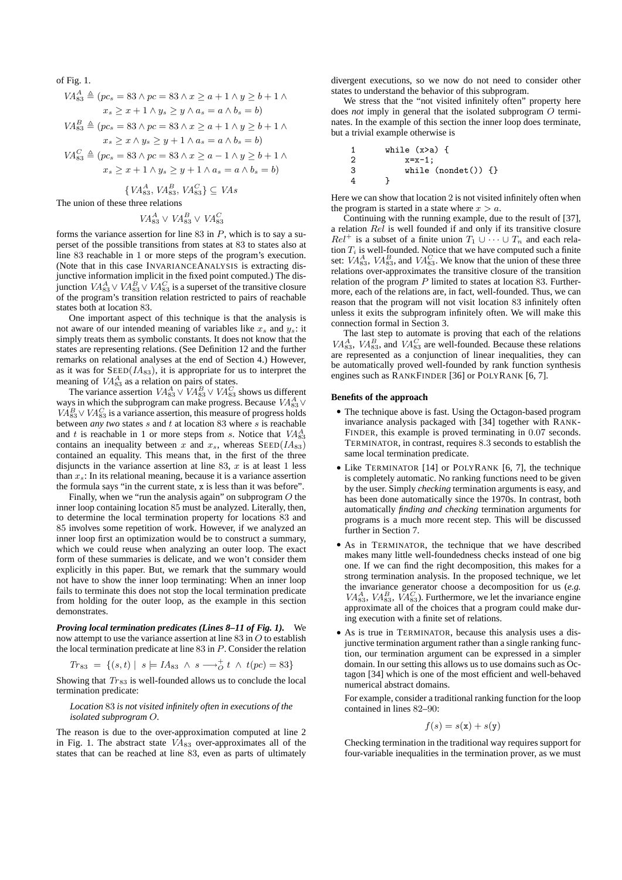of Fig. 1.

$$VA^A_{83} \triangleq (pc_s = 83 \wedge pc = 83 \wedge x \geq a+1 \wedge y \geq b+1 \wedge$$
$$x_s \geq x+1 \wedge y_s \geq y \wedge a_s = a \wedge b_s = b)$$
$$VA^B_{83} \triangleq (pc_s = 83 \wedge pc = 83 \wedge x \geq a+1 \wedge y \geq b+1 \wedge$$
$$x_s \geq x \wedge y_s \geq y+1 \wedge a_s = a \wedge b_s = b)$$
$$VA^C_{83} \triangleq (pc_s = 83 \wedge pc = 83 \wedge x \geq a-1 \wedge y \geq b+1 \wedge$$
$$x_s \geq x+1 \wedge y_s \geq y+1 \wedge a_s = a \wedge b_s = b)$$

$$\{VA^A_{83}, VA^B_{83}, VA^C_{83}\} \subseteq VAs$$

The union of these three relations

$$VA^A_{83} \vee VA^B_{83} \vee VA^C_{83}$$

forms the variance assertion for line 83 in $P$, which is to say a superset of the possible transitions from states at 83 to states also at line 83 reachable in 1 or more steps of the program's execution. (Note that in this case INVARIANCEANALYSIS is extracting disjunctive information implicit in the fixed point computed.) The disjunction $VA^A_{83} \vee VA^B_{83} \vee VA^C_{83}$ is a superset of the transitive closure of the program's transition relation restricted to pairs of reachable states both at location 83.

One important aspect of this technique is that the analysis is not aware of our intended meaning of variables like $x_s$ and $y_s$: it simply treats them as symbolic constants. It does not know that the states are representing relations. (See Definition 12 and the further remarks on relational analyses at the end of Section 4.) However, as it was for SEED($IA_{83}$), it is appropriate for us to interpret the meaning of $VA^A_{83}$ as a relation on pairs of states.

The variance assertion $VA^A_{83} \vee VA^B_{83} \vee VA^C_{83}$ shows us different ways in which the subprogram can make progress. Because $VA^A_{83} \vee VA^B_{83} \vee VA^C_{83}$ is a variance assertion, this measure of progress holds between *any two* states $s$ and $t$ at location 83 where $s$ is reachable and $t$ is reachable in 1 or more steps from $s$. Notice that $VA^A_{83}$ contains an inequality between $x$ and $x_s$, whereas SEED($IA_{83}$) contained an equality. This means that, in the first of the three disjuncts in the variance assertion at line 83, $x$ is at least 1 less than $x_s$: In its relational meaning, because it is a variance assertion the formula says "in the current state, x is less than it was before".

Finally, when we "run the analysis again" on subprogram $O$ the inner loop containing location 85 must be analyzed. Literally, then, to determine the local termination property for locations 83 and 85 involves some repetition of work. However, if we analyzed an inner loop first an optimization would be to construct a summary, which we could reuse when analyzing an outer loop. The exact form of these summaries is delicate, and we won't consider them explicitly in this paper. But, we remark that the summary would not have to show the inner loop terminating: When an inner loop fails to terminate this does not stop the local termination predicate from holding for the outer loop, as the example in this section demonstrates.

***Proving local termination predicates (Lines 8–11 of Fig. 1).*** We now attempt to use the variance assertion at line 83 in $O$ to establish the local termination predicate at line 83 in $P$. Consider the relation

$$Tr_{83} = \{(s,t) \mid s \models IA_{83} \wedge s \longrightarrow^+_O t \wedge t(pc) = 83\}$$

Showing that $Tr_{83}$ is well-founded allows us to conclude the local termination predicate:

> *Location 83 is not visited infinitely often in executions of the isolated subprogram $O$.*

The reason is due to the over-approximation computed at line 2 in Fig. 1. The abstract state $VA_{83}$ over-approximates all of the states that can be reached at line 83, even as parts of ultimately divergent executions, so we now do not need to consider other states to understand the behavior of this subprogram.

We stress that the "not visited infinitely often" property here does *not* imply in general that the isolated subprogram $O$ terminates. In the example of this section the inner loop does terminate, but a trivial example otherwise is

```
1      while (x>a) {
2          x=x-1;
3          while (nondet()) {}
4      }
```

Here we can show that location 2 is not visited infinitely often when the program is started in a state where $x > a$.

Continuing with the running example, due to the result of [37], a relation $Rel$ is well founded if and only if its transitive closure $Rel^+$ is a subset of a finite union $T_1 \cup \cdots \cup T_n$ and each relation $T_i$ is well-founded. Notice that we have computed such a finite set: $VA^A_{83}$, $VA^B_{83}$, and $VA^C_{83}$. We know that the union of these three relations over-approximates the transitive closure of the transition relation of the program $P$ limited to states at location 83. Furthermore, each of the relations are, in fact, well-founded. Thus, we can reason that the program will not visit location 83 infinitely often unless it exits the subprogram infinitely often. We will make this connection formal in Section 3.

The last step to automate is proving that each of the relations $VA^A_{83}$, $VA^B_{83}$, and $VA^C_{83}$ are well-founded. Because these relations are represented as a conjunction of linear inequalities, they can be automatically proved well-founded by rank function synthesis engines such as RANKFINDER [36] or POLYRANK [6, 7].

**Benefits of the approach**

- The technique above is fast. Using the Octagon-based program invariance analysis packaged with [34] together with RANKFINDER, this example is proved terminating in 0.07 seconds. TERMINATOR, in contrast, requires 8.3 seconds to establish the same local termination predicate.
- Like TERMINATOR [14] or POLYRANK [6, 7], the technique is completely automatic. No ranking functions need to be given by the user. Simply *checking* termination arguments is easy, and has been done automatically since the 1970s. In contrast, both automatically *finding and checking* termination arguments for programs is a much more recent step. This will be discussed further in Section 7.
- As in TERMINATOR, the technique that we have described makes many little well-foundedness checks instead of one big one. If we can find the right decomposition, this makes for a strong termination analysis. In the proposed technique, we let the invariance generator choose a decomposition for us (*e.g.* $VA^A_{83}$, $VA^B_{83}$, $VA^C_{83}$). Furthermore, we let the invariance engine approximate all of the choices that a program could make during execution with a finite set of relations.
- As is true in TERMINATOR, because this analysis uses a disjunctive termination argument rather than a single ranking function, our termination argument can be expressed in a simpler domain. In our setting this allows us to use domains such as Octagon [34] which is one of the most efficient and well-behaved numerical abstract domains.

  For example, consider a traditional ranking function for the loop contained in lines 82–90:

  $$f(s) = s(\mathtt{x}) + s(\mathtt{y})$$

  Checking termination in the traditional way requires support for four-variable inequalities in the termination prover, as we must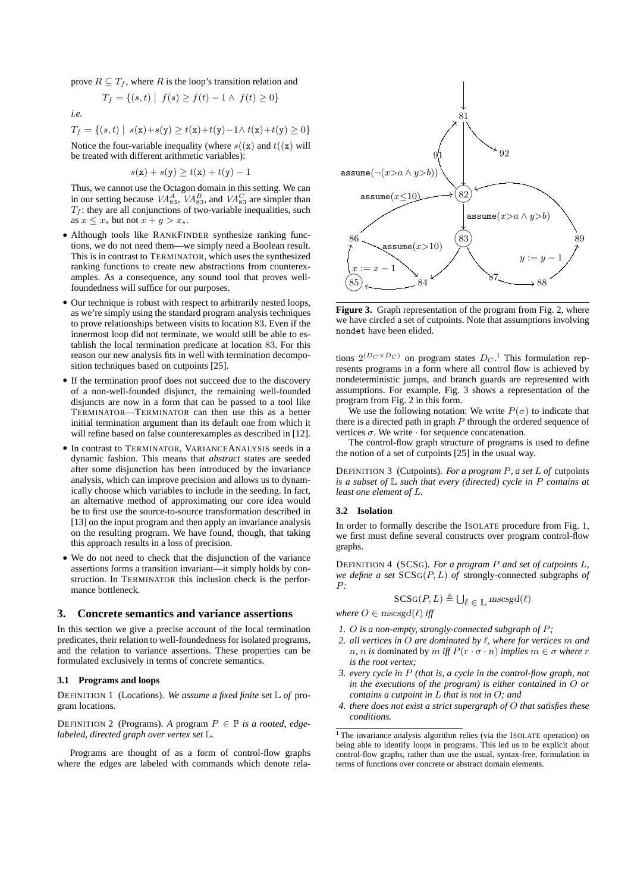prove $R \subseteq T_f$, where $R$ is the loop's transition relation and

$$T_f = \{(s,t) \mid f(s) \geq f(t) - 1 \wedge f(t) \geq 0\}$$

*i.e.*

$$T_f = \{(s,t) \mid s(\mathtt{x}){+}s(\mathtt{y}) \geq t(\mathtt{x}){+}t(\mathtt{y}){-}1 \wedge t(\mathtt{x}){+}t(\mathtt{y}) \geq 0\}$$

Notice the four-variable inequality (where $s((\mathtt{x})$ and $t((\mathtt{x})$ will be treated with different arithmetic variables):

$$s(\mathtt{x}) + s(\mathtt{y}) \geq t(\mathtt{x}) + t(\mathtt{y}) - 1$$

Thus, we cannot use the Octagon domain in this setting. We can in our setting because $VA^A_{83}$, $VA^B_{83}$, and $VA^C_{83}$ are simpler than $T_f$: they are all conjunctions of two-variable inequalities, such as $x \leq x_s$ but not $x + y > x_s$.

- Although tools like RANKFINDER synthesize ranking functions, we do not need them—we simply need a Boolean result. This is in contrast to TERMINATOR, which uses the synthesized ranking functions to create new abstractions from counterexamples. As a consequence, any sound tool that proves well-foundedness will suffice for our purposes.
- Our technique is robust with respect to arbitrarily nested loops, as we're simply using the standard program analysis techniques to prove relationships between visits to location 83. Even if the innermost loop did not terminate, we would still be able to establish the local termination predicate at location 83. For this reason our new analysis fits in well with termination decomposition techniques based on cutpoints [25].
- If the termination proof does not succeed due to the discovery of a non-well-founded disjunct, the remaining well-founded disjuncts are now in a form that can be passed to a tool like TERMINATOR—TERMINATOR can then use this as a better initial termination argument than its default one from which it will refine based on false counterexamples as described in [12].
- In contrast to TERMINATOR, VARIANCEANALYSIS seeds in a dynamic fashion. This means that *abstract* states are seeded after some disjunction has been introduced by the invariance analysis, which can improve precision and allows us to dynamically choose which variables to include in the seeding. In fact, an alternative method of approximating our core idea would be to first use the source-to-source transformation described in [13] on the input program and then apply an invariance analysis on the resulting program. We have found, though, that taking this approach results in a loss of precision.
- We do not need to check that the disjunction of the variance assertions forms a transition invariant—it simply holds by construction. In TERMINATOR this inclusion check is the performance bottleneck.

## 3. Concrete semantics and variance assertions

In this section we give a precise account of the local termination predicates, their relation to well-foundedness for isolated programs, and the relation to variance assertions. These properties can be formulated exclusively in terms of concrete semantics.

### 3.1 Programs and loops

DEFINITION 1 (Locations). *We assume a fixed finite set* $\mathbb{L}$ *of* program locations*.*

DEFINITION 2 (Programs). *A* program $P \in \mathbb{P}$ *is a rooted, edge-labeled, directed graph over vertex set* $\mathbb{L}$*.*

Programs are thought of as a form of control-flow graphs where the edges are labeled with commands which denote relations $2^{(D_C \times D_C)}$ on program states $D_C$.[1] This formulation represents programs in a form where all control flow is achieved by nondeterministic jumps, and branch guards are represented with assumptions. For example, Fig. 3 shows a representation of the program from Fig. 2 in this form.

**Figure 3.** Graph representation of the program from Fig. 2, where we have circled a set of cutpoints. Note that assumptions involving nondet have been elided.

We use the following notation: We write $P(\sigma)$ to indicate that there is a directed path in graph $P$ through the ordered sequence of vertices $\sigma$. We write $\cdot$ for sequence concatenation.

The control-flow graph structure of programs is used to define the notion of a set of cutpoints [25] in the usual way.

DEFINITION 3 (Cutpoints). *For a program* $P$*, a set* $L$ *of* cutpoints *is a subset of* $\mathbb{L}$ *such that every (directed) cycle in* $P$ *contains at least one element of* $L$*.*

### 3.2 Isolation

In order to formally describe the ISOLATE procedure from Fig. 1, we first must define several constructs over program control-flow graphs.

DEFINITION 4 (SCSG). *For a program* $P$ *and set of cutpoints* $L$*, we define a set* $\mathrm{SCSG}(P,L)$ *of* strongly-connected subgraphs *of* $P$*:*

$$\mathrm{SCSG}(P,L) \triangleq \bigcup_{\ell \in \mathbb{L}} mscsgd(\ell)$$

*where* $O \in mscsgd(\ell)$ *iff*

1. $O$ *is a non-empty, strongly-connected subgraph of* $P$*;*
2. *all vertices in* $O$ *are dominated by* $\ell$*, where for vertices* $m$ *and* $n$*,* $n$ *is* dominated by $m$ *iff* $P(r \cdot \sigma \cdot n)$ *implies* $m \in \sigma$ *where* $r$ *is the root vertex;*
3. *every cycle in* $P$ *(that is, a cycle in the control-flow graph, not in the executions of the program) is either contained in* $O$ *or contains a cutpoint in* $L$ *that is not in* $O$*; and*
4. *there does not exist a strict supergraph of* $O$ *that satisfies these conditions.*

[1] The invariance analysis algorithm relies (via the ISOLATE operation) on being able to identify loops in programs. This led us to be explicit about control-flow graphs, rather than use the usual, syntax-free, formulation in terms of functions over concrete or abstract domain elements.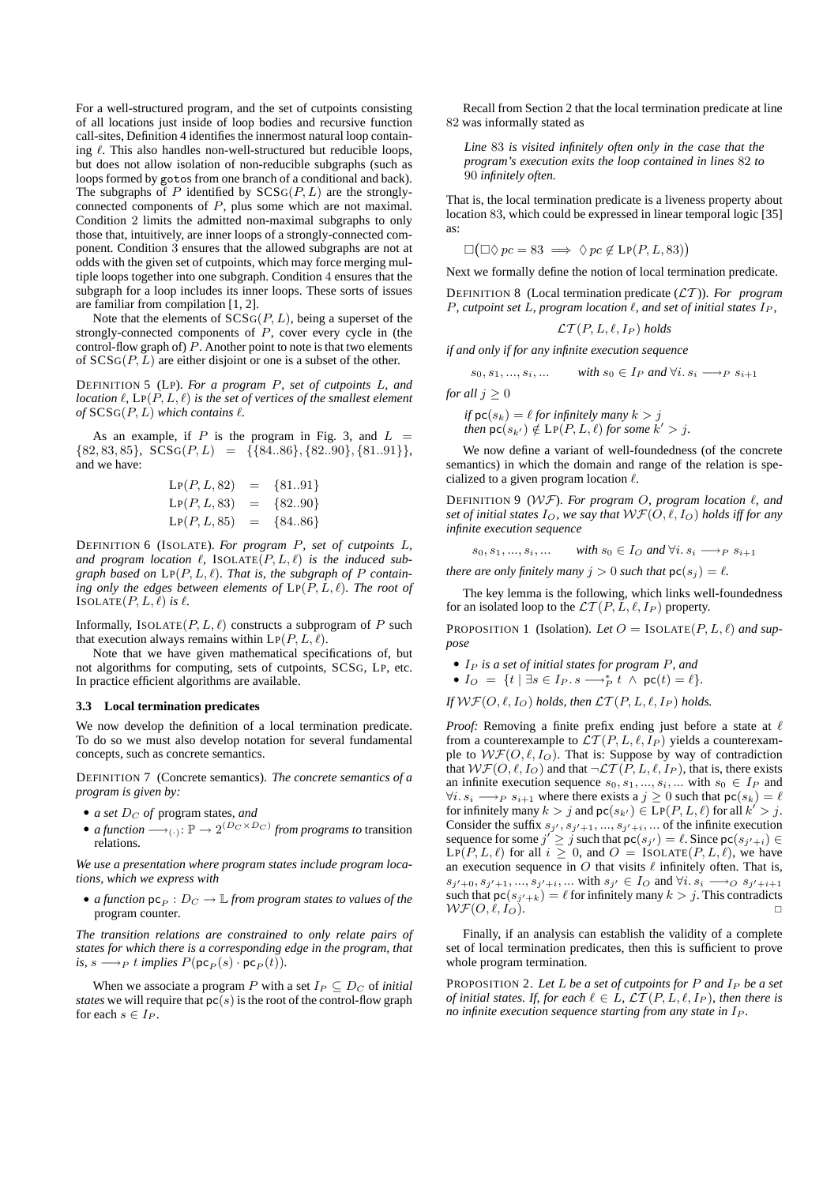For a well-structured program, and the set of cutpoints consisting of all locations just inside of loop bodies and recursive function call-sites, Definition 4 identifies the innermost natural loop containing $\ell$. This also handles non-well-structured but reducible loops, but does not allow isolation of non-reducible subgraphs (such as loops formed by `goto`s from one branch of a conditional and back). The subgraphs of $P$ identified by $\text{SCSG}(P, L)$ are the strongly-connected components of $P$, plus some which are not maximal. Condition 2 limits the admitted non-maximal subgraphs to only those that, intuitively, are inner loops of a strongly-connected component. Condition 3 ensures that the allowed subgraphs are not at odds with the given set of cutpoints, which may force merging multiple loops together into one subgraph. Condition 4 ensures that the subgraph for a loop includes its inner loops. These sorts of issues are familiar from compilation [1, 2].

Note that the elements of $\text{SCSG}(P, L)$, being a superset of the strongly-connected components of $P$, cover every cycle in (the control-flow graph of) $P$. Another point to note is that two elements of $\text{SCSG}(P, L)$ are either disjoint or one is a subset of the other.

DEFINITION 5 (LP). *For a program $P$, set of cutpoints $L$, and location $\ell$, $\text{LP}(P, L, \ell)$ is the set of vertices of the smallest element of $\text{SCSG}(P, L)$ which contains $\ell$.*

As an example, if $P$ is the program in Fig. 3, and $L = \{82, 83, 85\}$, $\text{SCSG}(P, L) = \{\{84..86\}, \{82..90\}, \{81..91\}\}$, and we have:

$$\begin{aligned} \text{LP}(P, L, 82) &= \{81..91\} \\ \text{LP}(P, L, 83) &= \{82..90\} \\ \text{LP}(P, L, 85) &= \{84..86\} \end{aligned}$$

DEFINITION 6 (ISOLATE). *For program $P$, set of cutpoints $L$, and program location $\ell$, $\text{ISOLATE}(P, L, \ell)$ is the induced subgraph based on $\text{LP}(P, L, \ell)$. That is, the subgraph of $P$ containing only the edges between elements of $\text{LP}(P, L, \ell)$. The root of $\text{ISOLATE}(P, L, \ell)$ is $\ell$.*

Informally, $\text{ISOLATE}(P, L, \ell)$ constructs a subprogram of $P$ such that execution always remains within $\text{LP}(P, L, \ell)$.

Note that we have given mathematical specifications of, but not algorithms for computing, sets of cutpoints, SCSG, LP, etc. In practice efficient algorithms are available.

### 3.3 Local termination predicates

We now develop the definition of a local termination predicate. To do so we must also develop notation for several fundamental concepts, such as concrete semantics.

DEFINITION 7 (Concrete semantics). *The concrete semantics of a program is given by:*

- *a set $D_C$ of* program states*, and*
- *a function $\longrightarrow_{(\cdot)} : \mathbb{P} \rightarrow 2^{(D_C \times D_C)}$ from programs to* transition relations*.*

*We use a presentation where program states include program locations, which we express with*

- *a function $\mathsf{pc}_P : D_C \rightarrow \mathbb{L}$ from program states to values of the* program counter*.*

*The transition relations are constrained to only relate pairs of states for which there is a corresponding edge in the program, that is, $s \longrightarrow_P t$ implies $P(\mathsf{pc}_P(s) \cdot \mathsf{pc}_P(t))$.*

When we associate a program $P$ with a set $I_P \subseteq D_C$ of *initial states* we will require that $\mathsf{pc}(s)$ is the root of the control-flow graph for each $s \in I_P$.

Recall from Section 2 that the local termination predicate at line 82 was informally stated as

> *Line 83 is visited infinitely often only in the case that the program's execution exits the loop contained in lines 82 to 90 infinitely often.*

That is, the local termination predicate is a liveness property about location 83, which could be expressed in linear temporal logic [35] as:

$$\Box(\Box\Diamond\, pc = 83 \implies \Diamond\, pc \notin \text{LP}(P, L, 83))$$

Next we formally define the notion of local termination predicate.

DEFINITION 8 (Local termination predicate ($\mathcal{LT}$)). *For program $P$, cutpoint set $L$, program location $\ell$, and set of initial states $I_P$,*

$$\mathcal{LT}(P, L, \ell, I_P) \textit{ holds}$$

*if and only if for any infinite execution sequence*

$$s_0, s_1, ..., s_i, ... \qquad \textit{with } s_0 \in I_P \textit{ and } \forall i.\, s_i \longrightarrow_P s_{i+1}$$

*for all $j \geq 0$*

*if $\mathsf{pc}(s_k) = \ell$ for infinitely many $k > j$*
*then $\mathsf{pc}(s_{k'}) \notin \text{LP}(P, L, \ell)$ for some $k' > j$.*

We now define a variant of well-foundedness (of the concrete semantics) in which the domain and range of the relation is specialized to a given program location $\ell$.

DEFINITION 9 ($\mathcal{WF}$). *For program $O$, program location $\ell$, and set of initial states $I_O$, we say that $\mathcal{WF}(O, \ell, I_O)$ holds iff for any infinite execution sequence*

$$s_0, s_1, ..., s_i, ... \qquad \textit{with } s_0 \in I_O \textit{ and } \forall i.\, s_i \longrightarrow_P s_{i+1}$$

*there are only finitely many $j > 0$ such that $\mathsf{pc}(s_j) = \ell$.*

The key lemma is the following, which links well-foundedness for an isolated loop to the $\mathcal{LT}(P, L, \ell, I_P)$ property.

PROPOSITION 1 (Isolation). *Let $O = \text{ISOLATE}(P, L, \ell)$ and suppose*

- *$I_P$ is a set of initial states for program $P$, and*
- *$I_O = \{t \mid \exists s \in I_P.\, s \longrightarrow_P^* t \ \wedge\ \mathsf{pc}(t) = \ell\}$.*

*If $\mathcal{WF}(O, \ell, I_O)$ holds, then $\mathcal{LT}(P, L, \ell, I_P)$ holds.*

*Proof:* Removing a finite prefix ending just before a state at $\ell$ from a counterexample to $\mathcal{LT}(P, L, \ell, I_P)$ yields a counterexample to $\mathcal{WF}(O, \ell, I_O)$. That is: Suppose by way of contradiction that $\mathcal{WF}(O, \ell, I_O)$ and that $\neg\mathcal{LT}(P, L, \ell, I_P)$, that is, there exists an infinite execution sequence $s_0, s_1, ..., s_i, ...$ with $s_0 \in I_P$ and $\forall i.\, s_i \longrightarrow_P s_{i+1}$ where there exists a $j \geq 0$ such that $\mathsf{pc}(s_k) = \ell$ for infinitely many $k > j$ and $\mathsf{pc}(s_{k'}) \in \text{LP}(P, L, \ell)$ for all $k' > j$. Consider the suffix $s_{j'}, s_{j'+1}, ..., s_{j'+i}, ...$ of the infinite execution sequence for some $j' \geq j$ such that $\mathsf{pc}(s_{j'}) = \ell$. Since $\mathsf{pc}(s_{j'+i}) \in \text{LP}(P, L, \ell)$ for all $i \geq 0$, and $O = \text{ISOLATE}(P, L, \ell)$, we have an execution sequence in $O$ that visits $\ell$ infinitely often. That is, $s_{j'+0}, s_{j'+1}, ..., s_{j'+i}, ...$ with $s_{j'} \in I_O$ and $\forall i.\, s_i \longrightarrow_O s_{j'+i+1}$ such that $\mathsf{pc}(s_{j'+k}) = \ell$ for infinitely many $k > j$. This contradicts $\mathcal{WF}(O, \ell, I_O)$. $\square$

Finally, if an analysis can establish the validity of a complete set of local termination predicates, then this is sufficient to prove whole program termination.

PROPOSITION 2. *Let $L$ be a set of cutpoints for $P$ and $I_P$ be a set of initial states. If, for each $\ell \in L$, $\mathcal{LT}(P, L, \ell, I_P)$, then there is no infinite execution sequence starting from any state in $I_P$.*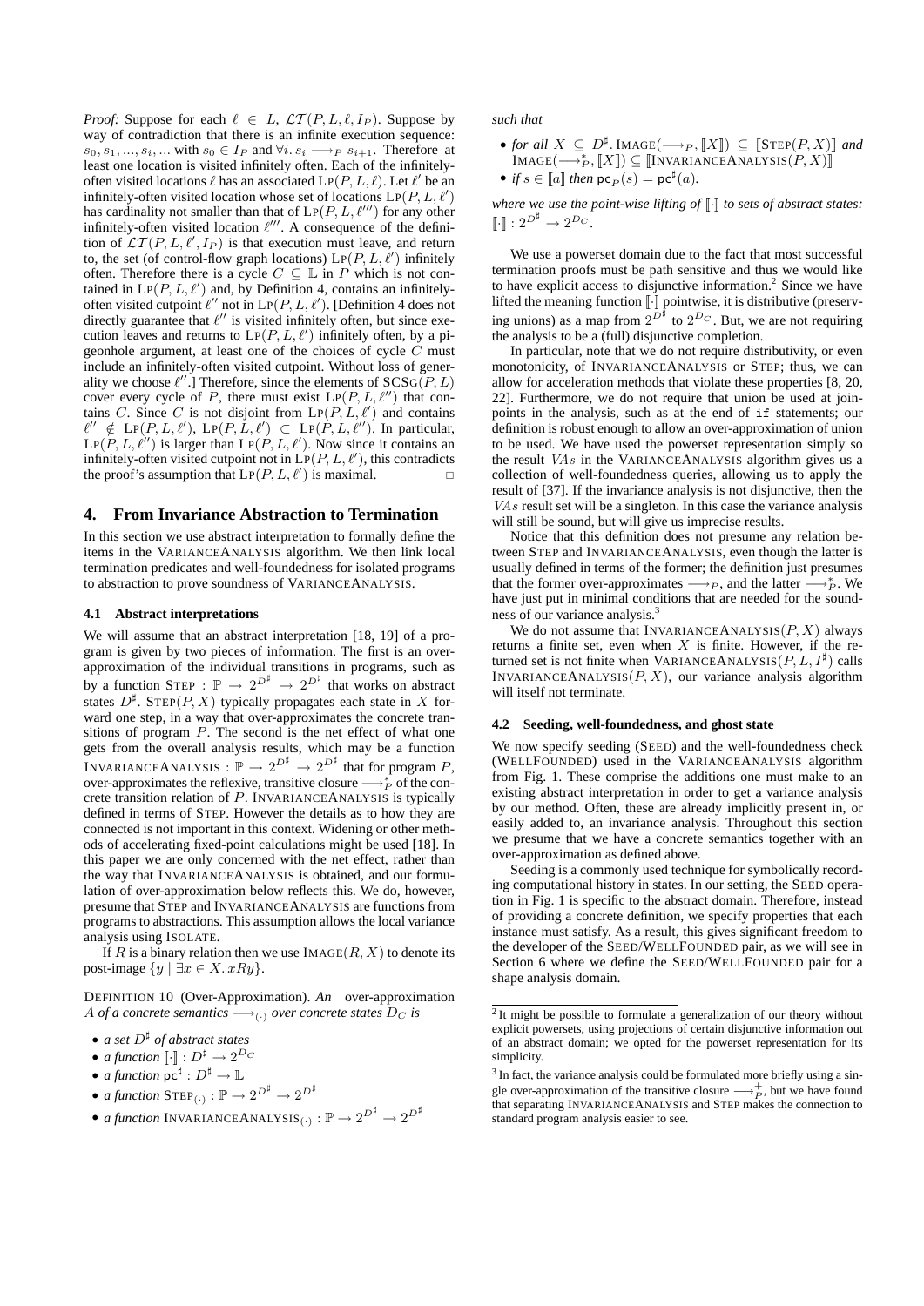*Proof:* Suppose for each $\ell \in L$, $\mathcal{LT}(P, L, \ell, I_P)$. Suppose by way of contradiction that there is an infinite execution sequence: $s_0, s_1, ..., s_i, ...$ with $s_0 \in I_P$ and $\forall i.\ s_i \longrightarrow_P s_{i+1}$. Therefore at least one location is visited infinitely often. Each of the infinitely-often visited locations $\ell$ has an associated $\text{LP}(P, L, \ell)$. Let $\ell'$ be an infinitely-often visited location whose set of locations $\text{LP}(P, L, \ell')$ has cardinality not smaller than that of $\text{LP}(P, L, \ell''')$ for any other infinitely-often visited location $\ell'''$. A consequence of the definition of $\mathcal{LT}(P, L, \ell', I_P)$ is that execution must leave, and return to, the set (of control-flow graph locations) $\text{LP}(P, L, \ell')$ infinitely often. Therefore there is a cycle $C \subseteq \mathbb{L}$ in $P$ which is not contained in $\text{LP}(P, L, \ell')$ and, by Definition 4, contains an infinitely-often visited cutpoint $\ell''$ not in $\text{LP}(P, L, \ell')$. [Definition 4 does not directly guarantee that $\ell''$ is visited infinitely often, but since execution leaves and returns to $\text{LP}(P, L, \ell')$ infinitely often, by a pigeonhole argument, at least one of the choices of cycle $C$ must include an infinitely-often visited cutpoint. Without loss of generality we choose $\ell''$.] Therefore, since the elements of $\text{SCSG}(P, L)$ cover every cycle of $P$, there must exist $\text{LP}(P, L, \ell'')$ that contains $C$. Since $C$ is not disjoint from $\text{LP}(P, L, \ell')$ and contains $\ell'' \notin \text{LP}(P, L, \ell')$, $\text{LP}(P, L, \ell') \subset \text{LP}(P, L, \ell'')$. In particular, $\text{LP}(P, L, \ell'')$ is larger than $\text{LP}(P, L, \ell')$. Now since it contains an infinitely-often visited cutpoint not in $\text{LP}(P, L, \ell')$, this contradicts the proof's assumption that $\text{LP}(P, L, \ell')$ is maximal. □

## 4. From Invariance Abstraction to Termination

In this section we use abstract interpretation to formally define the items in the VarianceAnalysis algorithm. We then link local termination predicates and well-foundedness for isolated programs to abstraction to prove soundness of VarianceAnalysis.

### 4.1 Abstract interpretations

We will assume that an abstract interpretation [18, 19] of a program is given by two pieces of information. The first is an over-approximation of the individual transitions in programs, such as by a function $\text{Step} : \mathbb{P} \to 2^{D^\sharp} \to 2^{D^\sharp}$ that works on abstract states $D^\sharp$. $\text{Step}(P, X)$ typically propagates each state in $X$ forward one step, in a way that over-approximates the concrete transitions of program $P$. The second is the net effect of what one gets from the overall analysis results, which may be a function $\text{InvarianceAnalysis} : \mathbb{P} \to 2^{D^\sharp} \to 2^{D^\sharp}$ that for program $P$, over-approximates the reflexive, transitive closure $\longrightarrow_P^*$ of the concrete transition relation of $P$. InvarianceAnalysis is typically defined in terms of Step. However the details as to how they are connected is not important in this context. Widening or other methods of accelerating fixed-point calculations might be used [18]. In this paper we are only concerned with the net effect, rather than the way that InvarianceAnalysis is obtained, and our formulation of over-approximation below reflects this. We do, however, presume that Step and InvarianceAnalysis are functions from programs to abstractions. This assumption allows the local variance analysis using Isolate.

If $R$ is a binary relation then we use $\text{Image}(R, X)$ to denote its post-image $\{y \mid \exists x \in X.\ xRy\}$.

Definition 10 (Over-Approximation). *An over-approximation $A$ of a concrete semantics $\longrightarrow_{(\cdot)}$ over concrete states $D_C$ is*

- *a set $D^\sharp$ of abstract states*
- *a function $[\![\cdot]\!] : D^\sharp \to 2^{D_C}$*
- *a function $\mathsf{pc}^\sharp : D^\sharp \to \mathbb{L}$*
- *a function $\text{Step}_{(\cdot)} : \mathbb{P} \to 2^{D^\sharp} \to 2^{D^\sharp}$*
- *a function $\text{InvarianceAnalysis}_{(\cdot)} : \mathbb{P} \to 2^{D^\sharp} \to 2^{D^\sharp}$*

*such that*

- *for all $X \subseteq D^\sharp$. $\text{Image}(\longrightarrow_P, [\![X]\!]) \subseteq [\![\text{Step}(P, X)]\!]$ and $\text{Image}(\longrightarrow_P^*, [\![X]\!]) \subseteq [\![\text{InvarianceAnalysis}(P, X)]\!]$*
- *if $s \in [\![a]\!]$ then $\mathsf{pc}_P(s) = \mathsf{pc}^\sharp(a)$.*

*where we use the point-wise lifting of $[\![\cdot]\!]$ to sets of abstract states: $[\![\cdot]\!] : 2^{D^\sharp} \to 2^{D_C}$.*

We use a powerset domain due to the fact that most successful termination proofs must be path sensitive and thus we would like to have explicit access to disjunctive information.[2] Since we have lifted the meaning function $[\![\cdot]\!]$ pointwise, it is distributive (preserving unions) as a map from $2^{D^\sharp}$ to $2^{D_C}$. But, we are not requiring the analysis to be a (full) disjunctive completion.

In particular, note that we do not require distributivity, or even monotonicity, of InvarianceAnalysis or Step; thus, we can allow for acceleration methods that violate these properties [8, 20, 22]. Furthermore, we do not require that union be used at join-points in the analysis, such as at the end of `if` statements; our definition is robust enough to allow an over-approximation of union to be used. We have used the powerset representation simply so the result $VAs$ in the VarianceAnalysis algorithm gives us a collection of well-foundedness queries, allowing us to apply the result of [37]. If the invariance analysis is not disjunctive, then the $VAs$ result set will be a singleton. In this case the variance analysis will still be sound, but will give us imprecise results.

Notice that this definition does not presume any relation between Step and InvarianceAnalysis, even though the latter is usually defined in terms of the former; the definition just presumes that the former over-approximates $\longrightarrow_P$, and the latter $\longrightarrow_P^*$. We have just put in minimal conditions that are needed for the soundness of our variance analysis.[3]

We do not assume that $\text{InvarianceAnalysis}(P, X)$ always returns a finite set, even when $X$ is finite. However, if the returned set is not finite when $\text{VarianceAnalysis}(P, L, I^\sharp)$ calls $\text{InvarianceAnalysis}(P, X)$, our variance analysis algorithm will itself not terminate.

### 4.2 Seeding, well-foundedness, and ghost state

We now specify seeding (Seed) and the well-foundedness check (WellFounded) used in the VarianceAnalysis algorithm from Fig. 1. These comprise the additions one must make to an existing abstract interpretation in order to get a variance analysis by our method. Often, these are already implicitly present in, or easily added to, an invariance analysis. Throughout this section we presume that we have a concrete semantics together with an over-approximation as defined above.

Seeding is a commonly used technique for symbolically recording computational history in states. In our setting, the Seed operation in Fig. 1 is specific to the abstract domain. Therefore, instead of providing a concrete definition, we specify properties that each instance must satisfy. As a result, this gives significant freedom to the developer of the Seed/WellFounded pair, as we will see in Section 6 where we define the Seed/WellFounded pair for a shape analysis domain.

[2] It might be possible to formulate a generalization of our theory without explicit powersets, using projections of certain disjunctive information out of an abstract domain; we opted for the powerset representation for its simplicity.

[3] In fact, the variance analysis could be formulated more briefly using a single over-approximation of the transitive closure $\longrightarrow_P^+$, but we have found that separating InvarianceAnalysis and Step makes the connection to standard program analysis easier to see.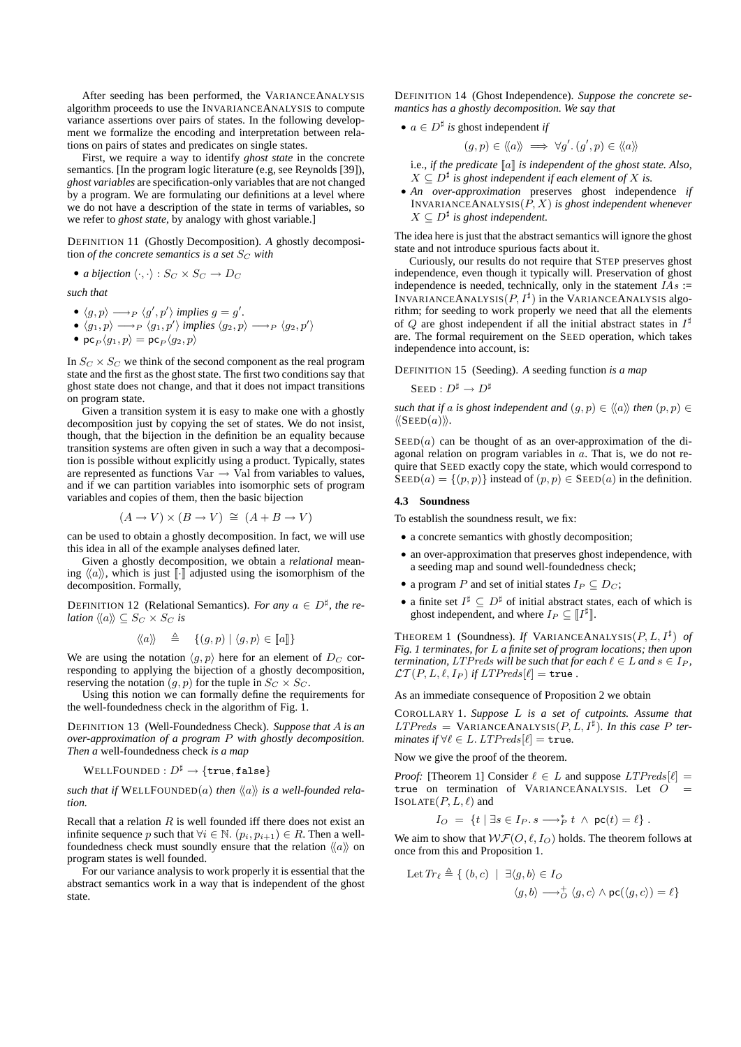After seeding has been performed, the VARIANCEANALYSIS algorithm proceeds to use the INVARIANCEANALYSIS to compute variance assertions over pairs of states. In the following development we formalize the encoding and interpretation between relations on pairs of states and predicates on single states.

First, we require a way to identify *ghost state* in the concrete semantics. [In the program logic literature (e.g, see Reynolds [39]), *ghost variables* are specification-only variables that are not changed by a program. We are formulating our definitions at a level where we do not have a description of the state in terms of variables, so we refer to *ghost state*, by analogy with ghost variable.]

DEFINITION 11 (Ghostly Decomposition). *A* ghostly decomposition *of the concrete semantics is a set $S_C$ with*

- *a bijection $\langle \cdot, \cdot \rangle : S_C \times S_C \to D_C$*

*such that*

- *$\langle g, p \rangle \longrightarrow_P \langle g', p' \rangle$ implies $g = g'$.*
- *$\langle g_1, p \rangle \longrightarrow_P \langle g_1, p' \rangle$ implies $\langle g_2, p \rangle \longrightarrow_P \langle g_2, p' \rangle$*
- *$\mathsf{pc}_P \langle g_1, p \rangle = \mathsf{pc}_P \langle g_2, p \rangle$*

In $S_C \times S_C$ we think of the second component as the real program state and the first as the ghost state. The first two conditions say that ghost state does not change, and that it does not impact transitions on program state.

Given a transition system it is easy to make one with a ghostly decomposition just by copying the set of states. We do not insist, though, that the bijection in the definition be an equality because transition systems are often given in such a way that a decomposition is possible without explicitly using a product. Typically, states are represented as functions $\mathrm{Var} \to \mathrm{Val}$ from variables to values, and if we can partition variables into isomorphic sets of program variables and copies of them, then the basic bijection

$$(A \to V) \times (B \to V) \;\cong\; (A + B \to V)$$

can be used to obtain a ghostly decomposition. In fact, we will use this idea in all of the example analyses defined later.

Given a ghostly decomposition, we obtain a *relational* meaning $\langle\!\langle a \rangle\!\rangle$, which is just $[\![\cdot]\!]$ adjusted using the isomorphism of the decomposition. Formally,

DEFINITION 12 (Relational Semantics). *For any $a \in D^\sharp$, the relation $\langle\!\langle a \rangle\!\rangle \subseteq S_C \times S_C$ is*

$$\langle\!\langle a \rangle\!\rangle \quad \triangleq \quad \{(g, p) \mid \langle g, p \rangle \in [\![a]\!]\}$$

We are using the notation $\langle g, p \rangle$ here for an element of $D_C$ corresponding to applying the bijection of a ghostly decomposition, reserving the notation $(g, p)$ for the tuple in $S_C \times S_C$.

Using this notion we can formally define the requirements for the well-foundedness check in the algorithm of Fig. 1.

DEFINITION 13 (Well-Foundedness Check). *Suppose that $A$ is an over-approximation of a program $P$ with ghostly decomposition. Then a* well-foundedness check *is a map*

$$\text{WELLFOUNDED} : D^\sharp \to \{\mathtt{true}, \mathtt{false}\}$$

*such that if* WELLFOUNDED$(a)$ *then $\langle\!\langle a \rangle\!\rangle$ is a well-founded relation.*

Recall that a relation $R$ is well founded iff there does not exist an infinite sequence $p$ such that $\forall i \in \mathbb{N}.\ (p_i, p_{i+1}) \in R$. Then a well-foundedness check must soundly ensure that the relation $\langle\!\langle a \rangle\!\rangle$ on program states is well founded.

For our variance analysis to work properly it is essential that the abstract semantics work in a way that is independent of the ghost state.

DEFINITION 14 (Ghost Independence). *Suppose the concrete semantics has a ghostly decomposition. We say that*

- *$a \in D^\sharp$ is* ghost independent *if*

$$(g, p) \in \langle\!\langle a \rangle\!\rangle \implies \forall g'.\, (g', p) \in \langle\!\langle a \rangle\!\rangle$$

  *i.e., if the predicate $[\![a]\!]$ is independent of the ghost state. Also, $X \subseteq D^\sharp$ is ghost independent if each element of $X$ is.*
- *An* over-approximation *preserves ghost independence if* INVARIANCEANALYSIS$(P, X)$ *is ghost independent whenever $X \subseteq D^\sharp$ is ghost independent.*

The idea here is just that the abstract semantics will ignore the ghost state and not introduce spurious facts about it.

Curiously, our results do not require that STEP preserves ghost independence, even though it typically will. Preservation of ghost independence is needed, technically, only in the statement $IAs :=$ INVARIANCEANALYSIS$(P, I^\sharp)$ in the VARIANCEANALYSIS algorithm; for seeding to work properly we need that all the elements of $Q$ are ghost independent if all the initial abstract states in $I^\sharp$ are. The formal requirement on the SEED operation, which takes independence into account, is:

DEFINITION 15 (Seeding). *A* seeding function *is a map*

$$\text{SEED} : D^\sharp \to D^\sharp$$

*such that if $a$ is ghost independent and $(g, p) \in \langle\!\langle a \rangle\!\rangle$ then $(p, p) \in \langle\!\langle \text{SEED}(a) \rangle\!\rangle$.*

SEED$(a)$ can be thought of as an over-approximation of the diagonal relation on program variables in $a$. That is, we do not require that SEED exactly copy the state, which would correspond to SEED$(a) = \{(p, p)\}$ instead of $(p, p) \in$ SEED$(a)$ in the definition.

### 4.3 Soundness

To establish the soundness result, we fix:

- a concrete semantics with ghostly decomposition;
- an over-approximation that preserves ghost independence, with a seeding map and sound well-foundedness check;
- a program $P$ and set of initial states $I_P \subseteq D_C$;
- a finite set $I^\sharp \subseteq D^\sharp$ of initial abstract states, each of which is ghost independent, and where $I_P \subseteq [\![I^\sharp]\!]$.

THEOREM 1 (Soundness). *If* VARIANCEANALYSIS$(P, L, I^\sharp)$ *of Fig. 1 terminates, for $L$ a finite set of program locations; then upon termination, $LTPreds$ will be such that for each $\ell \in L$ and $s \in I_P$, $\mathcal{LT}(P, L, \ell, I_P)$ if $LTPreds[\ell] = \mathtt{true}$ .*

As an immediate consequence of Proposition 2 we obtain

COROLLARY 1. *Suppose $L$ is a set of cutpoints. Assume that $LTPreds =$ VARIANCEANALYSIS$(P, L, I^\sharp)$. In this case $P$ terminates if $\forall \ell \in L.\ LTPreds[\ell] = \mathtt{true}$.*

Now we give the proof of the theorem.

*Proof:* [Theorem 1] Consider $\ell \in L$ and suppose $LTPreds[\ell] =$ true on termination of VARIANCEANALYSIS. Let $O =$ ISOLATE$(P, L, \ell)$ and

$$I_O \;=\; \{t \mid \exists s \in I_P.\, s \longrightarrow_P^* t \;\wedge\; \mathsf{pc}(t) = \ell\}\;.$$

We aim to show that $\mathcal{WF}(O, \ell, I_O)$ holds. The theorem follows at once from this and Proposition 1.

$$\text{Let } Tr_\ell \triangleq \{\, (b, c) \;\mid\; \exists \langle g, b \rangle \in I_O \quad \langle g, b \rangle \longrightarrow_O^+ \langle g, c \rangle \wedge \mathsf{pc}(\langle g, c \rangle) = \ell\}$$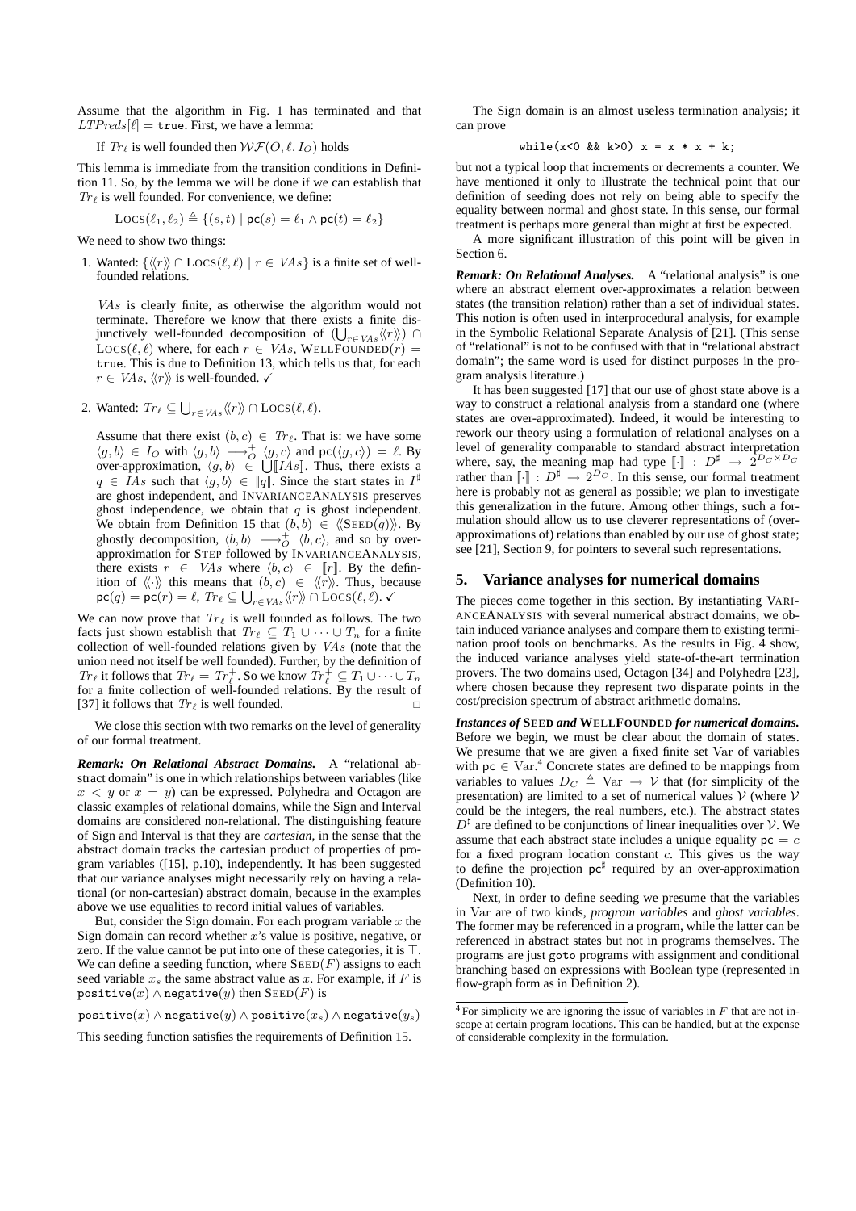Assume that the algorithm in Fig. 1 has terminated and that $LTPreds[\ell] = \texttt{true}$. First, we have a lemma:

If $Tr_\ell$ is well founded then $\mathcal{WF}(O, \ell, I_O)$ holds

This lemma is immediate from the transition conditions in Definition 11. So, by the lemma we will be done if we can establish that $Tr_\ell$ is well founded. For convenience, we define:

$$\textsc{Locs}(\ell_1, \ell_2) \triangleq \{(s,t) \mid \mathsf{pc}(s) = \ell_1 \wedge \mathsf{pc}(t) = \ell_2\}$$

We need to show two things:

1. Wanted: $\{\langle\!\langle r \rangle\!\rangle \cap \textsc{Locs}(\ell, \ell) \mid r \in VAs\}$ is a finite set of well-founded relations.

   $VAs$ is clearly finite, as otherwise the algorithm would not terminate. Therefore we know that there exists a finite disjunctively well-founded decomposition of $(\bigcup_{r \in VAs} \langle\!\langle r \rangle\!\rangle) \cap \textsc{Locs}(\ell, \ell)$ where, for each $r \in VAs$, $\textsc{WellFounded}(r) = \texttt{true}$. This is due to Definition 13, which tells us that, for each $r \in VAs$, $\langle\!\langle r \rangle\!\rangle$ is well-founded. ✓

2. Wanted: $Tr_\ell \subseteq \bigcup_{r \in VAs} \langle\!\langle r \rangle\!\rangle \cap \textsc{Locs}(\ell, \ell)$.

   Assume that there exist $(b, c) \in Tr_\ell$. That is: we have some $\langle g, b \rangle \in I_O$ with $\langle g, b \rangle \longrightarrow_O^+ \langle g, c \rangle$ and $\mathsf{pc}(\langle g, c \rangle) = \ell$. By over-approximation, $\langle g, b \rangle \in \bigcup [\![ IAs ]\!]$. Thus, there exists a $q \in IAs$ such that $\langle g, b \rangle \in [\![ q ]\!]$. Since the start states in $I^\sharp$ are ghost independent, and $\textsc{InvarianceAnalysis}$ preserves ghost independence, we obtain that $q$ is ghost independent. We obtain from Definition 15 that $(b, b) \in \langle\!\langle \textsc{Seed}(q) \rangle\!\rangle$. By ghostly decomposition, $\langle b, b \rangle \longrightarrow_O^+ \langle b, c \rangle$, and so by over-approximation for $\textsc{Step}$ followed by $\textsc{InvarianceAnalysis}$, there exists $r \in VAs$ where $\langle b, c \rangle \in [\![ r ]\!]$. By the definition of $\langle\!\langle \cdot \rangle\!\rangle$ this means that $(b, c) \in \langle\!\langle r \rangle\!\rangle$. Thus, because $\mathsf{pc}(q) = \mathsf{pc}(r) = \ell$, $Tr_\ell \subseteq \bigcup_{r \in VAs} \langle\!\langle r \rangle\!\rangle \cap \textsc{Locs}(\ell, \ell)$. ✓

We can now prove that $Tr_\ell$ is well founded as follows. The two facts just shown establish that $Tr_\ell \subseteq T_1 \cup \cdots \cup T_n$ for a finite collection of well-founded relations given by $VAs$ (note that the union need not itself be well founded). Further, by the definition of $Tr_\ell$ it follows that $Tr_\ell = Tr_\ell^+$. So we know $Tr_\ell^+ \subseteq T_1 \cup \cdots \cup T_n$ for a finite collection of well-founded relations. By the result of [37] it follows that $Tr_\ell$ is well founded. □

We close this section with two remarks on the level of generality of our formal treatment.

***Remark: On Relational Abstract Domains.*** A "relational abstract domain" is one in which relationships between variables (like $x < y$ or $x = y$) can be expressed. Polyhedra and Octagon are classic examples of relational domains, while the Sign and Interval domains are considered non-relational. The distinguishing feature of Sign and Interval is that they are *cartesian*, in the sense that the abstract domain tracks the cartesian product of properties of program variables ([15], p.10), independently. It has been suggested that our variance analyses might necessarily rely on having a relational (or non-cartesian) abstract domain, because in the examples above we use equalities to record initial values of variables.

But, consider the Sign domain. For each program variable $x$ the Sign domain can record whether $x$'s value is positive, negative, or zero. If the value cannot be put into one of these categories, it is $\top$. We can define a seeding function, where $\textsc{Seed}(F)$ assigns to each seed variable $x_s$ the same abstract value as $x$. For example, if $F$ is $\texttt{positive}(x) \wedge \texttt{negative}(y)$ then $\textsc{Seed}(F)$ is

$$\texttt{positive}(x) \wedge \texttt{negative}(y) \wedge \texttt{positive}(x_s) \wedge \texttt{negative}(y_s)$$

This seeding function satisfies the requirements of Definition 15.

The Sign domain is an almost useless termination analysis; it can prove

```
while(x<0 && k>0) x = x * x + k;
```

but not a typical loop that increments or decrements a counter. We have mentioned it only to illustrate the technical point that our definition of seeding does not rely on being able to specify the equality between normal and ghost state. In this sense, our formal treatment is perhaps more general than might at first be expected.

A more significant illustration of this point will be given in Section 6.

***Remark: On Relational Analyses.*** A "relational analysis" is one where an abstract element over-approximates a relation between states (the transition relation) rather than a set of individual states. This notion is often used in interprocedural analysis, for example in the Symbolic Relational Separate Analysis of [21]. (This sense of "relational" is not to be confused with that in "relational abstract domain"; the same word is used for distinct purposes in the program analysis literature.)

It has been suggested [17] that our use of ghost state above is a way to construct a relational analysis from a standard one (where states are over-approximated). Indeed, it would be interesting to rework our theory using a formulation of relational analyses on a level of generality comparable to standard abstract interpretation where, say, the meaning map had type $[\![\cdot]\!] : D^\sharp \to 2^{D_C \times D_C}$ rather than $[\![\cdot]\!] : D^\sharp \to 2^{D_C}$. In this sense, our formal treatment here is probably not as general as possible; we plan to investigate this generalization in the future. Among other things, such a formulation should allow us to use cleverer representations of (over-approximations of) relations than enabled by our use of ghost state; see [21], Section 9, for pointers to several such representations.

## 5. Variance analyses for numerical domains

The pieces come together in this section. By instantiating $\textsc{VarianceAnalysis}$ with several numerical abstract domains, we obtain induced variance analyses and compare them to existing termination proof tools on benchmarks. As the results in Fig. 4 show, the induced variance analyses yield state-of-the-art termination provers. The two domains used, Octagon [34] and Polyhedra [23], where chosen because they represent two disparate points in the cost/precision spectrum of abstract arithmetic domains.

***Instances of* Seed *and* WellFounded *for numerical domains.*** Before we begin, we must be clear about the domain of states. We presume that we are given a fixed finite set $\mathrm{Var}$ of variables with $\mathsf{pc} \in \mathrm{Var}$.[4] Concrete states are defined to be mappings from variables to values $D_C \triangleq \mathrm{Var} \to \mathcal{V}$ that (for simplicity of the presentation) are limited to a set of numerical values $\mathcal{V}$ (where $\mathcal{V}$ could be the integers, the real numbers, etc.). The abstract states $D^\sharp$ are defined to be conjunctions of linear inequalities over $\mathcal{V}$. We assume that each abstract state includes a unique equality $\mathsf{pc} = c$ for a fixed program location constant $c$. This gives us the way to define the projection $\mathsf{pc}^\sharp$ required by an over-approximation (Definition 10).

Next, in order to define seeding we presume that the variables in $\mathrm{Var}$ are of two kinds, *program variables* and *ghost variables*. The former may be referenced in a program, while the latter can be referenced in abstract states but not in programs themselves. The programs are just goto programs with assignment and conditional branching based on expressions with Boolean type (represented in flow-graph form as in Definition 2).

[4] For simplicity we are ignoring the issue of variables in $F$ that are not in-scope at certain program locations. This can be handled, but at the expense of considerable complexity in the formulation.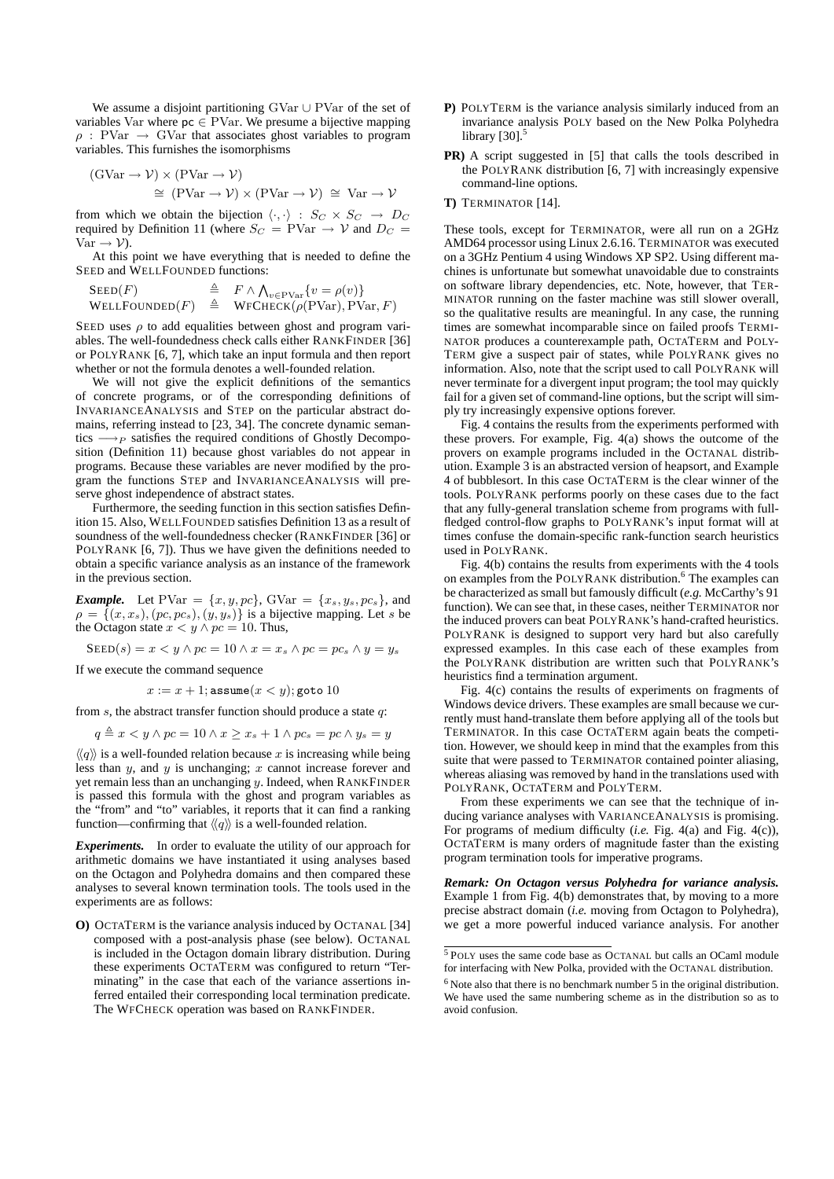We assume a disjoint partitioning $\mathrm{GVar} \cup \mathrm{PVar}$ of the set of variables $\mathrm{Var}$ where $\mathtt{pc} \in \mathrm{PVar}$. We presume a bijective mapping $\rho : \mathrm{PVar} \rightarrow \mathrm{GVar}$ that associates ghost variables to program variables. This furnishes the isomorphisms

$$(\mathrm{GVar} \rightarrow \mathcal{V}) \times (\mathrm{PVar} \rightarrow \mathcal{V}) \cong (\mathrm{PVar} \rightarrow \mathcal{V}) \times (\mathrm{PVar} \rightarrow \mathcal{V}) \cong \mathrm{Var} \rightarrow \mathcal{V}$$

from which we obtain the bijection $\langle \cdot, \cdot \rangle : S_C \times S_C \rightarrow D_C$ required by Definition 11 (where $S_C = \mathrm{PVar} \rightarrow \mathcal{V}$ and $D_C = \mathrm{Var} \rightarrow \mathcal{V}$).

At this point we have everything that is needed to define the SEED and WELLFOUNDED functions:

$$\begin{aligned}
\mathrm{SEED}(F) &\triangleq F \wedge \textstyle\bigwedge_{v \in \mathrm{PVar}} \{v = \rho(v)\} \\
\mathrm{WELLFOUNDED}(F) &\triangleq \mathrm{WFCHECK}(\rho(\mathrm{PVar}), \mathrm{PVar}, F)
\end{aligned}$$

SEED uses $\rho$ to add equalities between ghost and program variables. The well-foundedness check calls either RANKFINDER [36] or POLYRANK [6, 7], which take an input formula and then report whether or not the formula denotes a well-founded relation.

We will not give the explicit definitions of the semantics of concrete programs, or of the corresponding definitions of INVARIANCEANALYSIS and STEP on the particular abstract domains, referring instead to [23, 34]. The concrete dynamic semantics $\longrightarrow_P$ satisfies the required conditions of Ghostly Decomposition (Definition 11) because ghost variables do not appear in programs. Because these variables are never modified by the program the functions STEP and INVARIANCEANALYSIS will preserve ghost independence of abstract states.

Furthermore, the seeding function in this section satisfies Definition 15. Also, WELLFOUNDED satisfies Definition 13 as a result of soundness of the well-foundedness checker (RANKFINDER [36] or POLYRANK [6, 7]). Thus we have given the definitions needed to obtain a specific variance analysis as an instance of the framework in the previous section.

***Example.*** Let $\mathrm{PVar} = \{x, y, pc\}$, $\mathrm{GVar} = \{x_s, y_s, pc_s\}$, and $\rho = \{(x, x_s), (pc, pc_s), (y, y_s)\}$ is a bijective mapping. Let $s$ be the Octagon state $x < y \wedge pc = 10$. Thus,

$$\mathrm{SEED}(s) = x < y \wedge pc = 10 \wedge x = x_s \wedge pc = pc_s \wedge y = y_s$$

If we execute the command sequence

$$x := x + 1; \mathtt{assume}(x < y); \mathtt{goto}\ 10$$

from $s$, the abstract transfer function should produce a state $q$:

$$q \triangleq x < y \wedge pc = 10 \wedge x \geq x_s + 1 \wedge pc_s = pc \wedge y_s = y$$

$\langle\!\langle q \rangle\!\rangle$ is a well-founded relation because $x$ is increasing while being less than $y$, and $y$ is unchanging; $x$ cannot increase forever and yet remain less than an unchanging $y$. Indeed, when RANKFINDER is passed this formula with the ghost and program variables as the "from" and "to" variables, it reports that it can find a ranking function—confirming that $\langle\!\langle q \rangle\!\rangle$ is a well-founded relation.

***Experiments.*** In order to evaluate the utility of our approach for arithmetic domains we have instantiated it using analyses based on the Octagon and Polyhedra domains and then compared these analyses to several known termination tools. The tools used in the experiments are as follows:

- **O)** OCTATERM is the variance analysis induced by OCTANAL [34] composed with a post-analysis phase (see below). OCTANAL is included in the Octagon domain library distribution. During these experiments OCTATERM was configured to return "Terminating" in the case that each of the variance assertions inferred entailed their corresponding local termination predicate. The WFCHECK operation was based on RANKFINDER.
- **P)** POLYTERM is the variance analysis similarly induced from an invariance analysis POLY based on the New Polka Polyhedra library [30].[5]
- **PR)** A script suggested in [5] that calls the tools described in the POLYRANK distribution [6, 7] with increasingly expensive command-line options.
- **T)** TERMINATOR [14].

These tools, except for TERMINATOR, were all run on a 2GHz AMD64 processor using Linux 2.6.16. TERMINATOR was executed on a 3GHz Pentium 4 using Windows XP SP2. Using different machines is unfortunate but somewhat unavoidable due to constraints on software library dependencies, etc. Note, however, that TERMINATOR running on the faster machine was still slower overall, so the qualitative results are meaningful. In any case, the running times are somewhat incomparable since on failed proofs TERMINATOR produces a counterexample path, OCTATERM and POLYTERM give a suspect pair of states, while POLYRANK gives no information. Also, note that the script used to call POLYRANK will never terminate for a divergent input program; the tool may quickly fail for a given set of command-line options, but the script will simply try increasingly expensive options forever.

Fig. 4 contains the results from the experiments performed with these provers. For example, Fig. 4(a) shows the outcome of the provers on example programs included in the OCTANAL distribution. Example 3 is an abstracted version of heapsort, and Example 4 of bubblesort. In this case OCTATERM is the clear winner of the tools. POLYRANK performs poorly on these cases due to the fact that any fully-general translation scheme from programs with full-fledged control-flow graphs to POLYRANK's input format will at times confuse the domain-specific rank-function search heuristics used in POLYRANK.

Fig. 4(b) contains the results from experiments with the 4 tools on examples from the POLYRANK distribution.[6] The examples can be characterized as small but famously difficult (*e.g.* McCarthy's 91 function). We can see that, in these cases, neither TERMINATOR nor the induced provers can beat POLYRANK's hand-crafted heuristics. POLYRANK is designed to support very hard but also carefully expressed examples. In this case each of these examples from the POLYRANK distribution are written such that POLYRANK's heuristics find a termination argument.

Fig. 4(c) contains the results of experiments on fragments of Windows device drivers. These examples are small because we currently must hand-translate them before applying all of the tools but TERMINATOR. In this case OCTATERM again beats the competition. However, we should keep in mind that the examples from this suite that were passed to TERMINATOR contained pointer aliasing, whereas aliasing was removed by hand in the translations used with POLYRANK, OCTATERM and POLYTERM.

From these experiments we can see that the technique of inducing variance analyses with VARIANCEANALYSIS is promising. For programs of medium difficulty (*i.e.* Fig. 4(a) and Fig. 4(c)), OCTATERM is many orders of magnitude faster than the existing program termination tools for imperative programs.

***Remark: On Octagon versus Polyhedra for variance analysis.*** Example 1 from Fig. 4(b) demonstrates that, by moving to a more precise abstract domain (*i.e.* moving from Octagon to Polyhedra), we get a more powerful induced variance analysis. For another

[5] POLY uses the same code base as OCTANAL but calls an OCaml module for interfacing with New Polka, provided with the OCTANAL distribution.

[6] Note also that there is no benchmark number 5 in the original distribution. We have used the same numbering scheme as in the distribution so as to avoid confusion.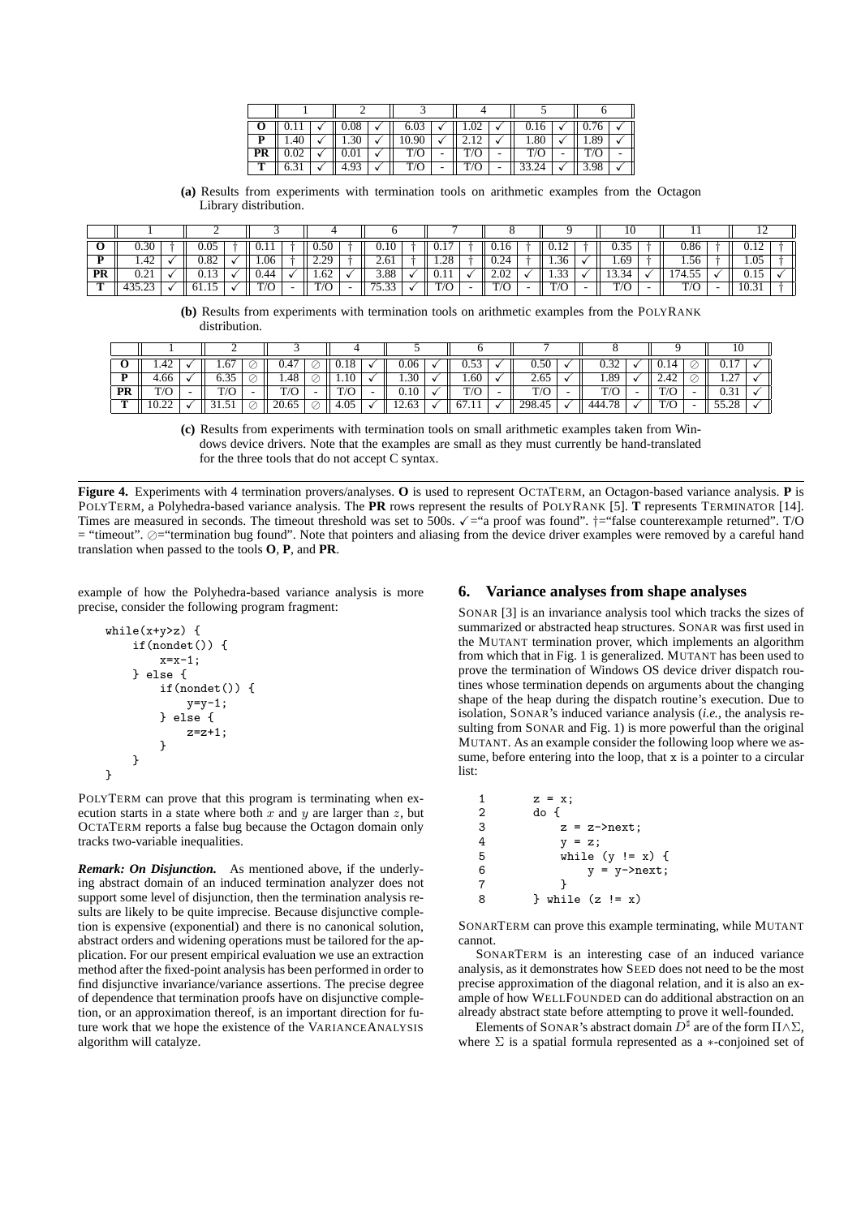| | 1 | | 2 | | 3 | | 4 | | 5 | | 6 | |
|---|---|---|---|---|---|---|---|---|---|---|---|---|
| **O** | 0.11 | ✓ | 0.08 | ✓ | 6.03 | ✓ | 1.02 | ✓ | 0.16 | ✓ | 0.76 | ✓ |
| **P** | 1.40 | ✓ | 1.30 | ✓ | 10.90 | ✓ | 2.12 | ✓ | 1.80 | ✓ | 1.89 | ✓ |
| **PR** | 0.02 | ✓ | 0.01 | ✓ | T/O | - | T/O | - | T/O | - | T/O | - |
| **T** | 6.31 | ✓ | 4.93 | ✓ | T/O | - | T/O | - | 33.24 | ✓ | 3.98 | ✓ |

**(a)** Results from experiments with termination tools on arithmetic examples from the Octagon Library distribution.

| | 1 | | 2 | | 3 | | 4 | | 6 | | 7 | | 8 | | 9 | | 10 | | 11 | | 12 | |
|---|---|---|---|---|---|---|---|---|---|---|---|---|---|---|---|---|---|---|---|---|---|---|
| **O** | 0.30 | † | 0.05 | † | 0.11 | † | 0.50 | † | 0.10 | † | 0.17 | † | 0.16 | † | 0.12 | † | 0.35 | † | 0.86 | † | 0.12 | † |
| **P** | 1.42 | ✓ | 0.82 | ✓ | 1.06 | † | 2.29 | † | 2.61 | † | 1.28 | † | 0.24 | † | 1.36 | ✓ | 1.69 | † | 1.56 | † | 1.05 | † |
| **PR** | 0.21 | ✓ | 0.13 | ✓ | 0.44 | ✓ | 1.62 | ✓ | 3.88 | ✓ | 0.11 | ✓ | 2.02 | ✓ | 1.33 | ✓ | 13.34 | ✓ | 174.55 | ✓ | 0.15 | ✓ |
| **T** | 435.23 | ✓ | 61.15 | ✓ | T/O | - | T/O | - | 75.33 | ✓ | T/O | - | T/O | - | T/O | - | T/O | - | T/O | - | 10.31 | † |

**(b)** Results from experiments with termination tools on arithmetic examples from the POLYRANK distribution.

| | 1 | | 2 | | 3 | | 4 | | 5 | | 6 | | 7 | | 8 | | 9 | | 10 | |
|---|---|---|---|---|---|---|---|---|---|---|---|---|---|---|---|---|---|---|---|---|
| **O** | 1.42 | ✓ | 1.67 | ⊘ | 0.47 | ⊘ | 0.18 | ✓ | 0.06 | ✓ | 0.53 | ✓ | 0.50 | ✓ | 0.32 | ✓ | 0.14 | ⊘ | 0.17 | ✓ |
| **P** | 4.66 | ✓ | 6.35 | ⊘ | 1.48 | ⊘ | 1.10 | ✓ | 1.30 | ✓ | 1.60 | ✓ | 2.65 | ✓ | 1.89 | ✓ | 2.42 | ⊘ | 1.27 | ✓ |
| **PR** | T/O | - | T/O | - | T/O | - | T/O | - | 0.10 | ✓ | T/O | - | T/O | - | T/O | - | T/O | - | 0.31 | ✓ |
| **T** | 10.22 | ✓ | 31.51 | ⊘ | 20.65 | ⊘ | 4.05 | ✓ | 12.63 | ✓ | 67.11 | ✓ | 298.45 | ✓ | 444.78 | ✓ | T/O | - | 55.28 | ✓ |

**(c)** Results from experiments with termination tools on small arithmetic examples taken from Windows device drivers. Note that the examples are small as they must currently be hand-translated for the three tools that do not accept C syntax.

**Figure 4.** Experiments with 4 termination provers/analyses. **O** is used to represent OCTATERM, an Octagon-based variance analysis. **P** is POLYTERM, a Polyhedra-based variance analysis. The **PR** rows represent the results of POLYRANK [5]. **T** represents TERMINATOR [14]. Times are measured in seconds. The timeout threshold was set to 500s. ✓="a proof was found". †="false counterexample returned". T/O = "timeout". ⊘="termination bug found". Note that pointers and aliasing from the device driver examples were removed by a careful hand translation when passed to the tools **O**, **P**, and **PR**.

example of how the Polyhedra-based variance analysis is more precise, consider the following program fragment:

```
while(x+y>z) {
    if(nondet()) {
        x=x-1;
    } else {
        if(nondet()) {
            y=y-1;
        } else {
            z=z+1;
        }
    }
}
```

POLYTERM can prove that this program is terminating when execution starts in a state where both $x$ and $y$ are larger than $z$, but OCTATERM reports a false bug because the Octagon domain only tracks two-variable inequalities.

***Remark: On Disjunction.*** As mentioned above, if the underlying abstract domain of an induced termination analyzer does not support some level of disjunction, then the termination analysis results are likely to be quite imprecise. Because disjunctive completion is expensive (exponential) and there is no canonical solution, abstract orders and widening operations must be tailored for the application. For our present empirical evaluation we use an extraction method after the fixed-point analysis has been performed in order to find disjunctive invariance/variance assertions. The precise degree of dependence that termination proofs have on disjunctive completion, or an approximation thereof, is an important direction for future work that we hope the existence of the VARIANCEANALYSIS algorithm will catalyze.

## 6. Variance analyses from shape analyses

SONAR [3] is an invariance analysis tool which tracks the sizes of summarized or abstracted heap structures. SONAR was first used in the MUTANT termination prover, which implements an algorithm from which that in Fig. 1 is generalized. MUTANT has been used to prove the termination of Windows OS device driver dispatch routines whose termination depends on arguments about the changing shape of the heap during the dispatch routine's execution. Due to isolation, SONAR's induced variance analysis (*i.e.*, the analysis resulting from SONAR and Fig. 1) is more powerful than the original MUTANT. As an example consider the following loop where we assume, before entering into the loop, that x is a pointer to a circular list:

```
1        z = x;
2        do {
3            z = z->next;
4            y = z;
5            while (y != x) {
6                y = y->next;
7            }
8        } while (z != x)
```

SONARTERM can prove this example terminating, while MUTANT cannot.

SONARTERM is an interesting case of an induced variance analysis, as it demonstrates how SEED does not need to be the most precise approximation of the diagonal relation, and it is also an example of how WELLFOUNDED can do additional abstraction on an already abstract state before attempting to prove it well-founded.

Elements of SONAR's abstract domain $D^\sharp$ are of the form $\Pi \wedge \Sigma$, where $\Sigma$ is a spatial formula represented as a $*$-conjoined set of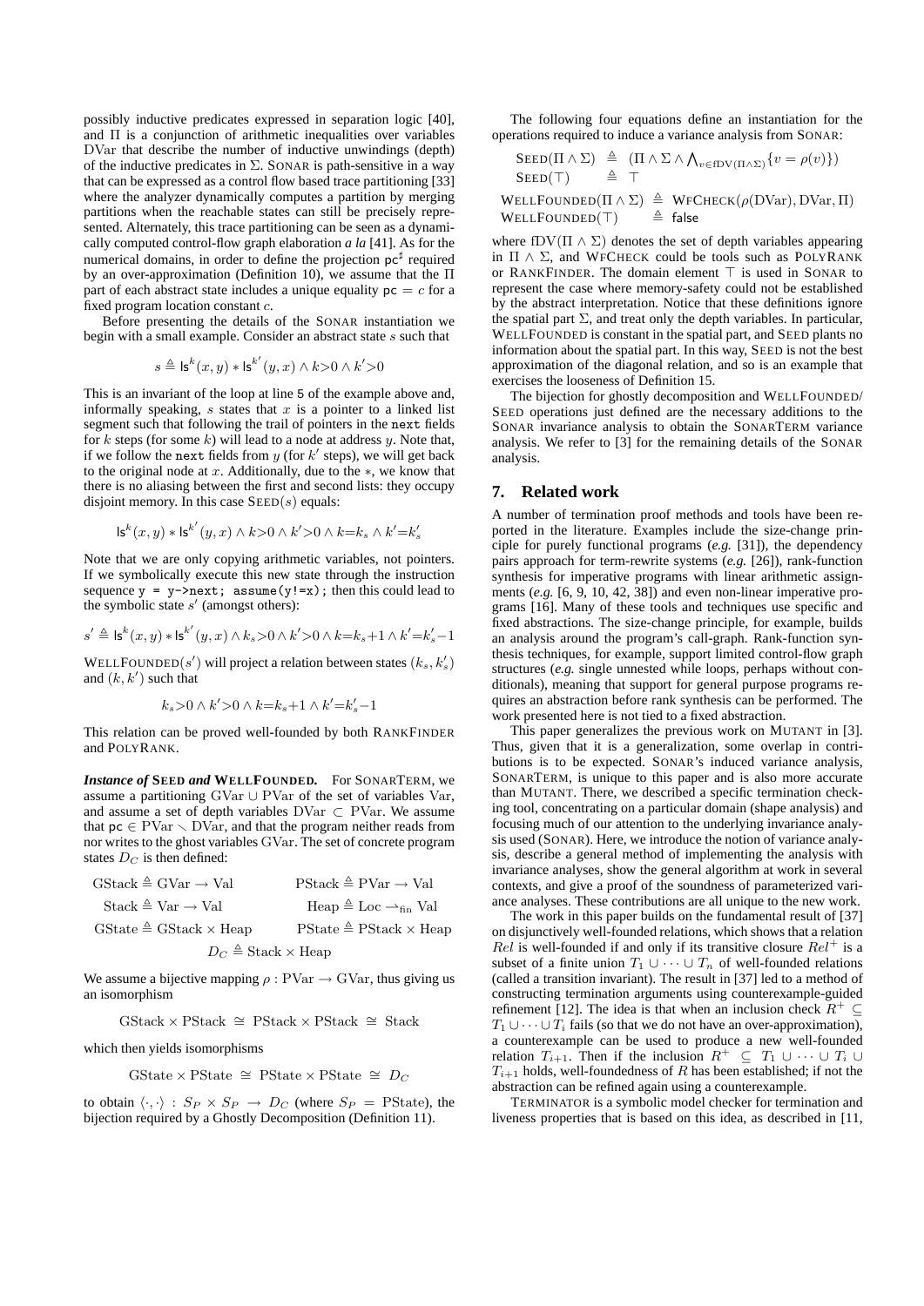possibly inductive predicates expressed in separation logic [40], and $\Pi$ is a conjunction of arithmetic inequalities over variables DVar that describe the number of inductive unwindings (depth) of the inductive predicates in $\Sigma$. SONAR is path-sensitive in a way that can be expressed as a control flow based trace partitioning [33] where the analyzer dynamically computes a partition by merging partitions when the reachable states can still be precisely represented. Alternately, this trace partitioning can be seen as a dynamically computed control-flow graph elaboration *a la* [41]. As for the numerical domains, in order to define the projection $\mathsf{pc}^\sharp$ required by an over-approximation (Definition 10), we assume that the $\Pi$ part of each abstract state includes a unique equality $\mathsf{pc} = c$ for a fixed program location constant $c$.

Before presenting the details of the SONAR instantiation we begin with a small example. Consider an abstract state $s$ such that

$$s \triangleq \mathsf{ls}^k(x, y) * \mathsf{ls}^{k'}(y, x) \wedge k{>}0 \wedge k'{>}0$$

This is an invariant of the loop at line 5 of the example above and, informally speaking, $s$ states that $x$ is a pointer to a linked list segment such that following the trail of pointers in the `next` fields for $k$ steps (for some $k$) will lead to a node at address $y$. Note that, if we follow the `next` fields from $y$ (for $k'$ steps), we will get back to the original node at $x$. Additionally, due to the $*$, we know that there is no aliasing between the first and second lists: they occupy disjoint memory. In this case $\textsc{Seed}(s)$ equals:

$$\mathsf{ls}^k(x, y) * \mathsf{ls}^{k'}(y, x) \wedge k{>}0 \wedge k'{>}0 \wedge k{=}k_s \wedge k'{=}k'_s$$

Note that we are only copying arithmetic variables, not pointers. If we symbolically execute this new state through the instruction sequence `y = y->next; assume(y!=x);` then this could lead to the symbolic state $s'$ (amongst others):

$$s' \triangleq \mathsf{ls}^k(x, y) * \mathsf{ls}^{k'}(y, x) \wedge k_s{>}0 \wedge k'{>}0 \wedge k{=}k_s{+}1 \wedge k'{=}k'_s{-}1$$

$\textsc{WellFounded}(s')$ will project a relation between states $(k_s, k'_s)$ and $(k, k')$ such that

$$k_s{>}0 \wedge k'{>}0 \wedge k{=}k_s{+}1 \wedge k'{=}k'_s{-}1$$

This relation can be proved well-founded by both RANKFINDER and POLYRANK.

***Instance of* SEED *and* WELLFOUNDED.** For SONARTERM, we assume a partitioning $\mathrm{GVar} \cup \mathrm{PVar}$ of the set of variables $\mathrm{Var}$, and assume a set of depth variables $\mathrm{DVar} \subset \mathrm{PVar}$. We assume that $\mathsf{pc} \in \mathrm{PVar} \setminus \mathrm{DVar}$, and that the program neither reads from nor writes to the ghost variables $\mathrm{GVar}$. The set of concrete program states $D_C$ is then defined:

$$\mathrm{GStack} \triangleq \mathrm{GVar} \rightarrow \mathrm{Val} \qquad \mathrm{PStack} \triangleq \mathrm{PVar} \rightarrow \mathrm{Val}$$
$$\mathrm{Stack} \triangleq \mathrm{Var} \rightarrow \mathrm{Val} \qquad \mathrm{Heap} \triangleq \mathrm{Loc} \rightharpoonup_{\mathrm{fin}} \mathrm{Val}$$
$$\mathrm{GState} \triangleq \mathrm{GStack} \times \mathrm{Heap} \qquad \mathrm{PState} \triangleq \mathrm{PStack} \times \mathrm{Heap}$$
$$D_C \triangleq \mathrm{Stack} \times \mathrm{Heap}$$

We assume a bijective mapping $\rho : \mathrm{PVar} \rightarrow \mathrm{GVar}$, thus giving us an isomorphism

$$\mathrm{GStack} \times \mathrm{PStack} \;\cong\; \mathrm{PStack} \times \mathrm{PStack} \;\cong\; \mathrm{Stack}$$

which then yields isomorphisms

$$\mathrm{GState} \times \mathrm{PState} \;\cong\; \mathrm{PState} \times \mathrm{PState} \;\cong\; D_C$$

to obtain $\langle \cdot, \cdot \rangle : S_P \times S_P \rightarrow D_C$ (where $S_P = \mathrm{PState}$), the bijection required by a Ghostly Decomposition (Definition 11).

The following four equations define an instantiation for the operations required to induce a variance analysis from SONAR:

$$\textsc{Seed}(\Pi \wedge \Sigma) \;\triangleq\; (\Pi \wedge \Sigma \wedge \textstyle\bigwedge_{v \in \mathrm{fDV}(\Pi \wedge \Sigma)} \{v = \rho(v)\})$$
$$\textsc{Seed}(\top) \;\triangleq\; \top$$
$$\textsc{WellFounded}(\Pi \wedge \Sigma) \;\triangleq\; \textsc{WfCheck}(\rho(\mathrm{DVar}), \mathrm{DVar}, \Pi)$$
$$\textsc{WellFounded}(\top) \;\triangleq\; \mathsf{false}$$

where $\mathrm{fDV}(\Pi \wedge \Sigma)$ denotes the set of depth variables appearing in $\Pi \wedge \Sigma$, and WFCHECK could be tools such as POLYRANK or RANKFINDER. The domain element $\top$ is used in SONAR to represent the case where memory-safety could not be established by the abstract interpretation. Notice that these definitions ignore the spatial part $\Sigma$, and treat only the depth variables. In particular, WELLFOUNDED is constant in the spatial part, and SEED plants no information about the spatial part. In this way, SEED is not the best approximation of the diagonal relation, and so is an example that exercises the looseness of Definition 15.

The bijection for ghostly decomposition and WELLFOUNDED/SEED operations just defined are the necessary additions to the SONAR invariance analysis to obtain the SONARTERM variance analysis. We refer to [3] for the remaining details of the SONAR analysis.

## 7. Related work

A number of termination proof methods and tools have been reported in the literature. Examples include the size-change principle for purely functional programs (*e.g.* [31]), the dependency pairs approach for term-rewrite systems (*e.g.* [26]), rank-function synthesis for imperative programs with linear arithmetic assignments (*e.g.* [6, 9, 10, 42, 38]) and even non-linear imperative programs [16]. Many of these tools and techniques use specific and fixed abstractions. The size-change principle, for example, builds an analysis around the program's call-graph. Rank-function synthesis techniques, for example, support limited control-flow graph structures (*e.g.* single unnested while loops, perhaps without conditionals), meaning that support for general purpose programs requires an abstraction before rank synthesis can be performed. The work presented here is not tied to a fixed abstraction.

This paper generalizes the previous work on MUTANT in [3]. Thus, given that it is a generalization, some overlap in contributions is to be expected. SONAR's induced variance analysis, SONARTERM, is unique to this paper and is also more accurate than MUTANT. There, we described a specific termination checking tool, concentrating on a particular domain (shape analysis) and focusing much of our attention to the underlying invariance analysis used (SONAR). Here, we introduce the notion of variance analysis, describe a general method of implementing the analysis with invariance analyses, show the general algorithm at work in several contexts, and give a proof of the soundness of parameterized variance analyses. These contributions are all unique to the new work.

The work in this paper builds on the fundamental result of [37] on disjunctively well-founded relations, which shows that a relation $Rel$ is well-founded if and only if its transitive closure $Rel^+$ is a subset of a finite union $T_1 \cup \cdots \cup T_n$ of well-founded relations (called a transition invariant). The result in [37] led to a method of constructing termination arguments using counterexample-guided refinement [12]. The idea is that when an inclusion check $R^+ \subseteq T_1 \cup \cdots \cup T_i$ fails (so that we do not have an over-approximation), a counterexample can be used to produce a new well-founded relation $T_{i+1}$. Then if the inclusion $R^+ \subseteq T_1 \cup \cdots \cup T_i \cup T_{i+1}$ holds, well-foundedness of $R$ has been established; if not the abstraction can be refined again using a counterexample.

TERMINATOR is a symbolic model checker for termination and liveness properties that is based on this idea, as described in [11,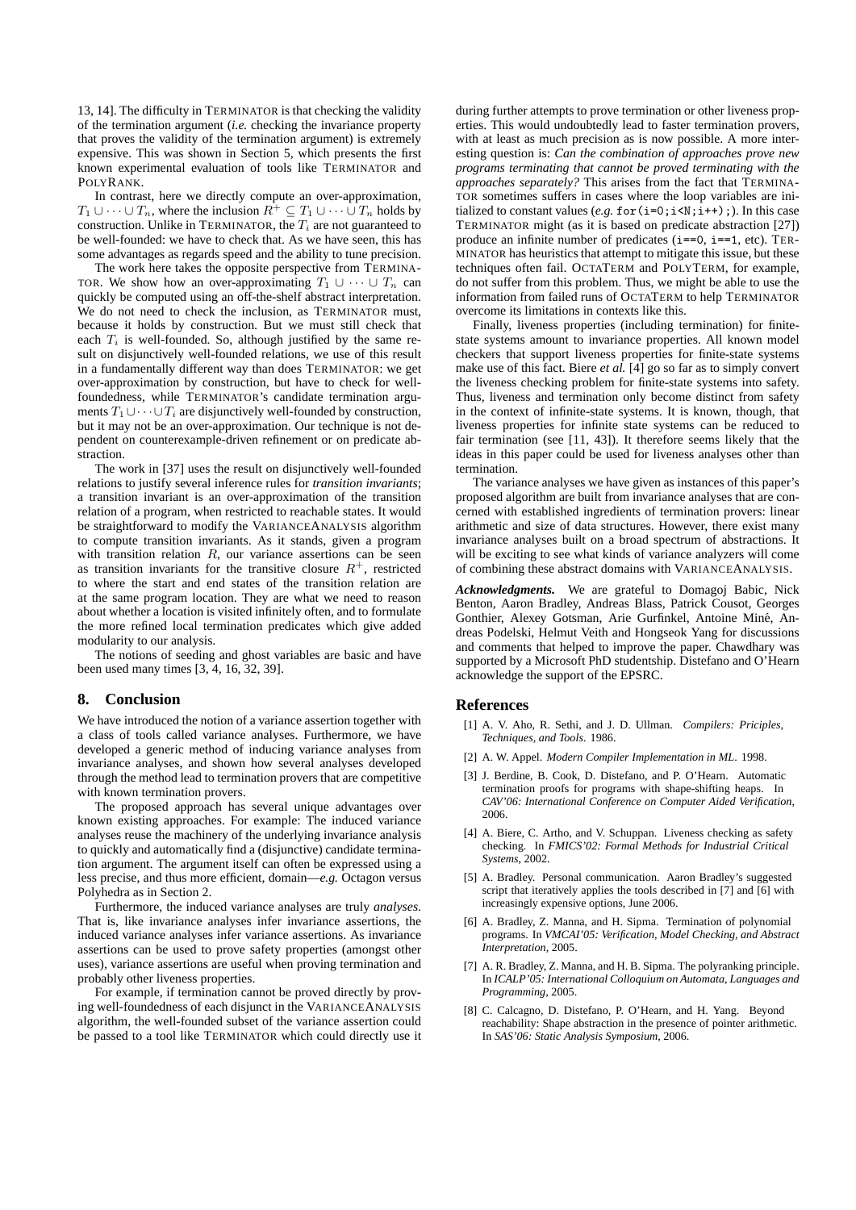13, 14]. The difficulty in TERMINATOR is that checking the validity of the termination argument (*i.e.* checking the invariance property that proves the validity of the termination argument) is extremely expensive. This was shown in Section 5, which presents the first known experimental evaluation of tools like TERMINATOR and POLYRANK.

In contrast, here we directly compute an over-approximation, $T_1 \cup \cdots \cup T_n$, where the inclusion $R^+ \subseteq T_1 \cup \cdots \cup T_n$ holds by construction. Unlike in TERMINATOR, the $T_i$ are not guaranteed to be well-founded: we have to check that. As we have seen, this has some advantages as regards speed and the ability to tune precision.

The work here takes the opposite perspective from TERMINATOR. We show how an over-approximating $T_1 \cup \cdots \cup T_n$ can quickly be computed using an off-the-shelf abstract interpretation. We do not need to check the inclusion, as TERMINATOR must, because it holds by construction. But we must still check that each $T_i$ is well-founded. So, although justified by the same result on disjunctively well-founded relations, we use of this result in a fundamentally different way than does TERMINATOR: we get over-approximation by construction, but have to check for well-foundedness, while TERMINATOR's candidate termination arguments $T_1 \cup \cdots \cup T_i$ are disjunctively well-founded by construction, but it may not be an over-approximation. Our technique is not dependent on counterexample-driven refinement or on predicate abstraction.

The work in [37] uses the result on disjunctively well-founded relations to justify several inference rules for *transition invariants*; a transition invariant is an over-approximation of the transition relation of a program, when restricted to reachable states. It would be straightforward to modify the VARIANCEANALYSIS algorithm to compute transition invariants. As it stands, given a program with transition relation $R$, our variance assertions can be seen as transition invariants for the transitive closure $R^+$, restricted to where the start and end states of the transition relation are at the same program location. They are what we need to reason about whether a location is visited infinitely often, and to formulate the more refined local termination predicates which give added modularity to our analysis.

The notions of seeding and ghost variables are basic and have been used many times [3, 4, 16, 32, 39].

## 8. Conclusion

We have introduced the notion of a variance assertion together with a class of tools called variance analyses. Furthermore, we have developed a generic method of inducing variance analyses from invariance analyses, and shown how several analyses developed through the method lead to termination provers that are competitive with known termination provers.

The proposed approach has several unique advantages over known existing approaches. For example: The induced variance analyses reuse the machinery of the underlying invariance analysis to quickly and automatically find a (disjunctive) candidate termination argument. The argument itself can often be expressed using a less precise, and thus more efficient, domain—*e.g.* Octagon versus Polyhedra as in Section 2.

Furthermore, the induced variance analyses are truly *analyses*. That is, like invariance analyses infer invariance assertions, the induced variance analyses infer variance assertions. As invariance assertions can be used to prove safety properties (amongst other uses), variance assertions are useful when proving termination and probably other liveness properties.

For example, if termination cannot be proved directly by proving well-foundedness of each disjunct in the VARIANCEANALYSIS algorithm, the well-founded subset of the variance assertion could be passed to a tool like TERMINATOR which could directly use it during further attempts to prove termination or other liveness properties. This would undoubtedly lead to faster termination provers, with at least as much precision as is now possible. A more interesting question is: *Can the combination of approaches prove new programs terminating that cannot be proved terminating with the approaches separately?* This arises from the fact that TERMINATOR sometimes suffers in cases where the loop variables are initialized to constant values (*e.g.* `for(i=0;i<N;i++);`). In this case TERMINATOR might (as it is based on predicate abstraction [27]) produce an infinite number of predicates (`i==0`, `i==1`, etc). TERMINATOR has heuristics that attempt to mitigate this issue, but these techniques often fail. OCTATERM and POLYTERM, for example, do not suffer from this problem. Thus, we might be able to use the information from failed runs of OCTATERM to help TERMINATOR overcome its limitations in contexts like this.

Finally, liveness properties (including termination) for finite-state systems amount to invariance properties. All known model checkers that support liveness properties for finite-state systems make use of this fact. Biere *et al.* [4] go so far as to simply convert the liveness checking problem for finite-state systems into safety. Thus, liveness and termination only become distinct from safety in the context of infinite-state systems. It is known, though, that liveness properties for infinite state systems can be reduced to fair termination (see [11, 43]). It therefore seems likely that the ideas in this paper could be used for liveness analyses other than termination.

The variance analyses we have given as instances of this paper's proposed algorithm are built from invariance analyses that are concerned with established ingredients of termination provers: linear arithmetic and size of data structures. However, there exist many invariance analyses built on a broad spectrum of abstractions. It will be exciting to see what kinds of variance analyzers will come of combining these abstract domains with VARIANCEANALYSIS.

***Acknowledgments.*** We are grateful to Domagoj Babic, Nick Benton, Aaron Bradley, Andreas Blass, Patrick Cousot, Georges Gonthier, Alexey Gotsman, Arie Gurfinkel, Antoine Miné, Andreas Podelski, Helmut Veith and Hongseok Yang for discussions and comments that helped to improve the paper. Chawdhary was supported by a Microsoft PhD studentship. Distefano and O'Hearn acknowledge the support of the EPSRC.

## References

[1] A. V. Aho, R. Sethi, and J. D. Ullman. *Compilers: Priciples, Techniques, and Tools*. 1986.

[2] A. W. Appel. *Modern Compiler Implementation in ML*. 1998.

[3] J. Berdine, B. Cook, D. Distefano, and P. O'Hearn. Automatic termination proofs for programs with shape-shifting heaps. In *CAV'06: International Conference on Computer Aided Verification*, 2006.

[4] A. Biere, C. Artho, and V. Schuppan. Liveness checking as safety checking. In *FMICS'02: Formal Methods for Industrial Critical Systems*, 2002.

[5] A. Bradley. Personal communication. Aaron Bradley's suggested script that iteratively applies the tools described in [7] and [6] with increasingly expensive options, June 2006.

[6] A. Bradley, Z. Manna, and H. Sipma. Termination of polynomial programs. In *VMCAI'05: Verification, Model Checking, and Abstract Interpretation*, 2005.

[7] A. R. Bradley, Z. Manna, and H. B. Sipma. The polyranking principle. In *ICALP'05: International Colloquium on Automata, Languages and Programming*, 2005.

[8] C. Calcagno, D. Distefano, P. O'Hearn, and H. Yang. Beyond reachability: Shape abstraction in the presence of pointer arithmetic. In *SAS'06: Static Analysis Symposium*, 2006.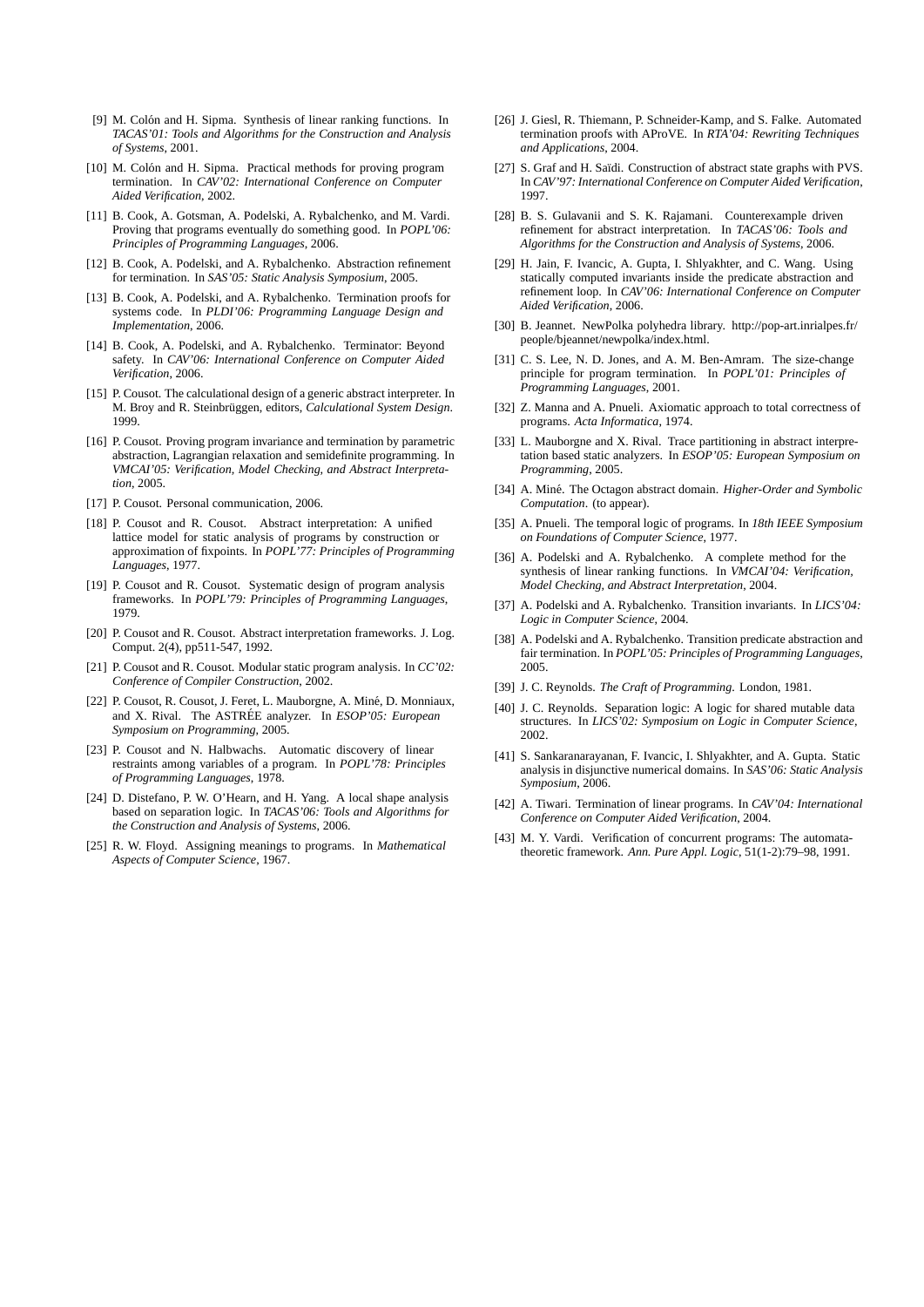[9] M. Colón and H. Sipma. Synthesis of linear ranking functions. In *TACAS'01: Tools and Algorithms for the Construction and Analysis of Systems*, 2001.

[10] M. Colón and H. Sipma. Practical methods for proving program termination. In *CAV'02: International Conference on Computer Aided Verification*, 2002.

[11] B. Cook, A. Gotsman, A. Podelski, A. Rybalchenko, and M. Vardi. Proving that programs eventually do something good. In *POPL'06: Principles of Programming Languages*, 2006.

[12] B. Cook, A. Podelski, and A. Rybalchenko. Abstraction refinement for termination. In *SAS'05: Static Analysis Symposium*, 2005.

[13] B. Cook, A. Podelski, and A. Rybalchenko. Termination proofs for systems code. In *PLDI'06: Programming Language Design and Implementation*, 2006.

[14] B. Cook, A. Podelski, and A. Rybalchenko. Terminator: Beyond safety. In *CAV'06: International Conference on Computer Aided Verification*, 2006.

[15] P. Cousot. The calculational design of a generic abstract interpreter. In M. Broy and R. Steinbrüggen, editors, *Calculational System Design*. 1999.

[16] P. Cousot. Proving program invariance and termination by parametric abstraction, Lagrangian relaxation and semidefinite programming. In *VMCAI'05: Verification, Model Checking, and Abstract Interpretation*, 2005.

[17] P. Cousot. Personal communication, 2006.

[18] P. Cousot and R. Cousot. Abstract interpretation: A unified lattice model for static analysis of programs by construction or approximation of fixpoints. In *POPL'77: Principles of Programming Languages*, 1977.

[19] P. Cousot and R. Cousot. Systematic design of program analysis frameworks. In *POPL'79: Principles of Programming Languages*, 1979.

[20] P. Cousot and R. Cousot. Abstract interpretation frameworks. J. Log. Comput. 2(4), pp511-547, 1992.

[21] P. Cousot and R. Cousot. Modular static program analysis. In *CC'02: Conference of Compiler Construction*, 2002.

[22] P. Cousot, R. Cousot, J. Feret, L. Mauborgne, A. Miné, D. Monniaux, and X. Rival. The ASTRÉE analyzer. In *ESOP'05: European Symposium on Programming*, 2005.

[23] P. Cousot and N. Halbwachs. Automatic discovery of linear restraints among variables of a program. In *POPL'78: Principles of Programming Languages*, 1978.

[24] D. Distefano, P. W. O'Hearn, and H. Yang. A local shape analysis based on separation logic. In *TACAS'06: Tools and Algorithms for the Construction and Analysis of Systems*, 2006.

[25] R. W. Floyd. Assigning meanings to programs. In *Mathematical Aspects of Computer Science*, 1967.

[26] J. Giesl, R. Thiemann, P. Schneider-Kamp, and S. Falke. Automated termination proofs with AProVE. In *RTA'04: Rewriting Techniques and Applications*, 2004.

[27] S. Graf and H. Saïdi. Construction of abstract state graphs with PVS. In *CAV'97: International Conference on Computer Aided Verification*, 1997.

[28] B. S. Gulavanii and S. K. Rajamani. Counterexample driven refinement for abstract interpretation. In *TACAS'06: Tools and Algorithms for the Construction and Analysis of Systems*, 2006.

[29] H. Jain, F. Ivancic, A. Gupta, I. Shlyakhter, and C. Wang. Using statically computed invariants inside the predicate abstraction and refinement loop. In *CAV'06: International Conference on Computer Aided Verification*, 2006.

[30] B. Jeannet. NewPolka polyhedra library. http://pop-art.inrialpes.fr/people/bjeannet/newpolka/index.html.

[31] C. S. Lee, N. D. Jones, and A. M. Ben-Amram. The size-change principle for program termination. In *POPL'01: Principles of Programming Languages*, 2001.

[32] Z. Manna and A. Pnueli. Axiomatic approach to total correctness of programs. *Acta Informatica*, 1974.

[33] L. Mauborgne and X. Rival. Trace partitioning in abstract interpretation based static analyzers. In *ESOP'05: European Symposium on Programming*, 2005.

[34] A. Miné. The Octagon abstract domain. *Higher-Order and Symbolic Computation*. (to appear).

[35] A. Pnueli. The temporal logic of programs. In *18th IEEE Symposium on Foundations of Computer Science*, 1977.

[36] A. Podelski and A. Rybalchenko. A complete method for the synthesis of linear ranking functions. In *VMCAI'04: Verification, Model Checking, and Abstract Interpretation*, 2004.

[37] A. Podelski and A. Rybalchenko. Transition invariants. In *LICS'04: Logic in Computer Science*, 2004.

[38] A. Podelski and A. Rybalchenko. Transition predicate abstraction and fair termination. In *POPL'05: Principles of Programming Languages*, 2005.

[39] J. C. Reynolds. *The Craft of Programming*. London, 1981.

[40] J. C. Reynolds. Separation logic: A logic for shared mutable data structures. In *LICS'02: Symposium on Logic in Computer Science*, 2002.

[41] S. Sankaranarayanan, F. Ivancic, I. Shlyakhter, and A. Gupta. Static analysis in disjunctive numerical domains. In *SAS'06: Static Analysis Symposium*, 2006.

[42] A. Tiwari. Termination of linear programs. In *CAV'04: International Conference on Computer Aided Verification*, 2004.

[43] M. Y. Vardi. Verification of concurrent programs: The automata-theoretic framework. *Ann. Pure Appl. Logic*, 51(1-2):79–98, 1991.